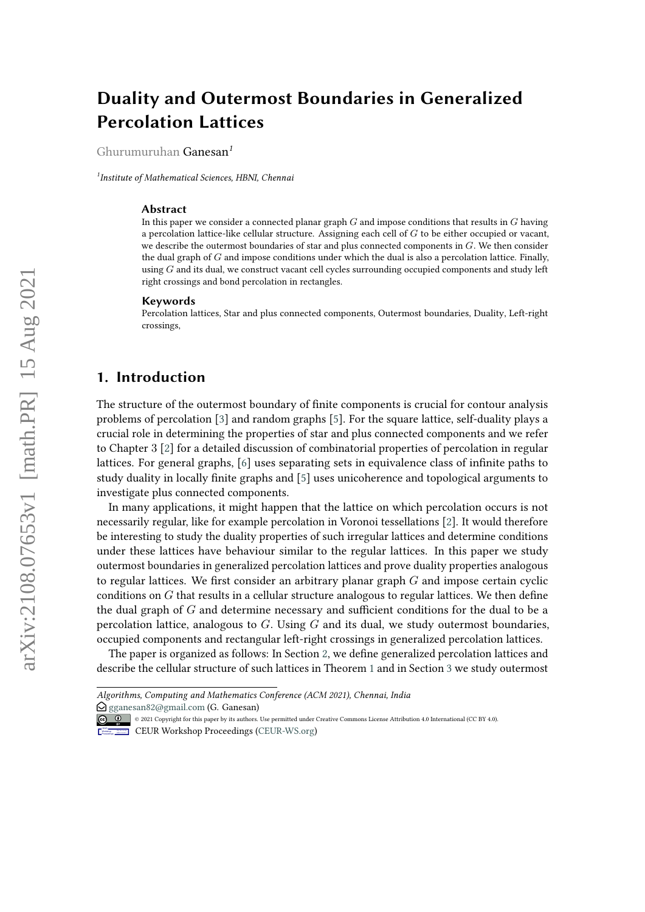# Duality and Outermost Boundaries in Generalized Percolation Lattices

Ghurumuruhan Ganesan[1]

[1]*Institute of Mathematical Sciences, HBNI, Chennai*

### Abstract

In this paper we consider a connected planar graph $G$ and impose conditions that results in $G$ having a percolation lattice-like cellular structure. Assigning each cell of $G$ to be either occupied or vacant, we describe the outermost boundaries of star and plus connected components in $G$. We then consider the dual graph of $G$ and impose conditions under which the dual is also a percolation lattice. Finally, using $G$ and its dual, we construct vacant cell cycles surrounding occupied components and study left right crossings and bond percolation in rectangles.

### Keywords

Percolation lattices, Star and plus connected components, Outermost boundaries, Duality, Left-right crossings,

## 1. Introduction

The structure of the outermost boundary of finite components is crucial for contour analysis problems of percolation [3] and random graphs [5]. For the square lattice, self-duality plays a crucial role in determining the properties of star and plus connected components and we refer to Chapter 3 [2] for a detailed discussion of combinatorial properties of percolation in regular lattices. For general graphs, [6] uses separating sets in equivalence class of infinite paths to study duality in locally finite graphs and [5] uses unicoherence and topological arguments to investigate plus connected components.

In many applications, it might happen that the lattice on which percolation occurs is not necessarily regular, like for example percolation in Voronoi tessellations [2]. It would therefore be interesting to study the duality properties of such irregular lattices and determine conditions under these lattices have behaviour similar to the regular lattices. In this paper we study outermost boundaries in generalized percolation lattices and prove duality properties analogous to regular lattices. We first consider an arbitrary planar graph $G$ and impose certain cyclic conditions on $G$ that results in a cellular structure analogous to regular lattices. We then define the dual graph of $G$ and determine necessary and sufficient conditions for the dual to be a percolation lattice, analogous to $G$. Using $G$ and its dual, we study outermost boundaries, occupied components and rectangular left-right crossings in generalized percolation lattices.

The paper is organized as follows: In Section 2, we define generalized percolation lattices and describe the cellular structure of such lattices in Theorem 1 and in Section 3 we study outermost

---

*Algorithms, Computing and Mathematics Conference (ACM 2021), Chennai, India*

gganesan82@gmail.com (G. Ganesan)

© 2021 Copyright for this paper by its authors. Use permitted under Creative Commons License Attribution 4.0 International (CC BY 4.0).

CEUR Workshop Proceedings (CEUR-WS.org)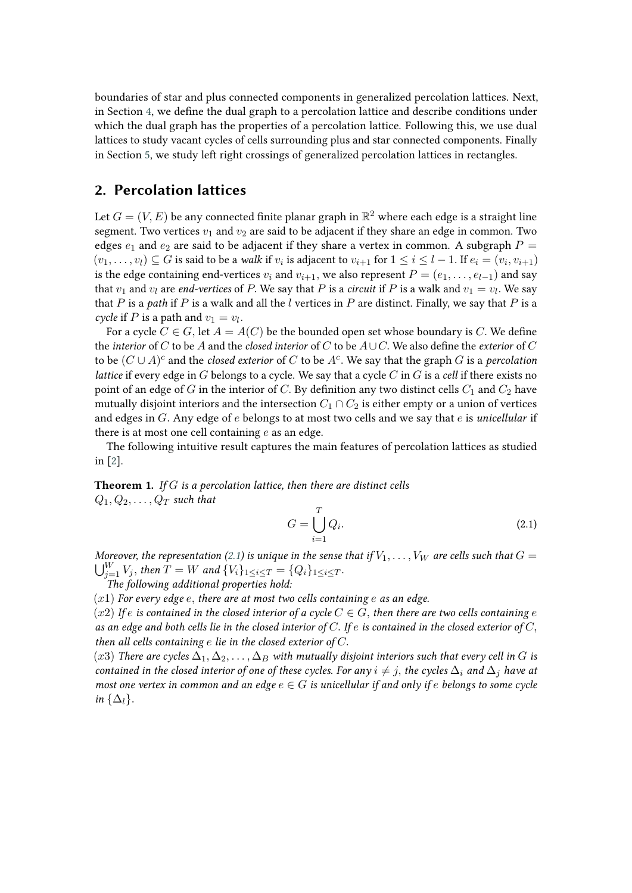boundaries of star and plus connected components in generalized percolation lattices. Next, in Section 4, we define the dual graph to a percolation lattice and describe conditions under which the dual graph has the properties of a percolation lattice. Following this, we use dual lattices to study vacant cycles of cells surrounding plus and star connected components. Finally in Section 5, we study left right crossings of generalized percolation lattices in rectangles.

## 2. Percolation lattices

Let $G = (V, E)$ be any connected finite planar graph in $\mathbb{R}^2$ where each edge is a straight line segment. Two vertices $v_1$ and $v_2$ are said to be adjacent if they share an edge in common. Two edges $e_1$ and $e_2$ are said to be adjacent if they share a vertex in common. A subgraph $P = (v_1, \ldots, v_l) \subseteq G$ is said to be a *walk* if $v_i$ is adjacent to $v_{i+1}$ for $1 \leq i \leq l-1$. If $e_i = (v_i, v_{i+1})$ is the edge containing end-vertices $v_i$ and $v_{i+1}$, we also represent $P = (e_1, \ldots, e_{l-1})$ and say that $v_1$ and $v_l$ are *end-vertices* of $P$. We say that $P$ is a *circuit* if $P$ is a walk and $v_1 = v_l$. We say that $P$ is a *path* if $P$ is a walk and all the $l$ vertices in $P$ are distinct. Finally, we say that $P$ is a *cycle* if $P$ is a path and $v_1 = v_l$.

For a cycle $C \in G$, let $A = A(C)$ be the bounded open set whose boundary is $C$. We define the *interior* of $C$ to be $A$ and the *closed interior* of $C$ to be $A \cup C$. We also define the *exterior* of $C$ to be $(C \cup A)^c$ and the *closed exterior* of $C$ to be $A^c$. We say that the graph $G$ is a *percolation lattice* if every edge in $G$ belongs to a cycle. We say that a cycle $C$ in $G$ is a *cell* if there exists no point of an edge of $G$ in the interior of $C$. By definition any two distinct cells $C_1$ and $C_2$ have mutually disjoint interiors and the intersection $C_1 \cap C_2$ is either empty or a union of vertices and edges in $G$. Any edge of $e$ belongs to at most two cells and we say that $e$ is *unicellular* if there is at most one cell containing $e$ as an edge.

The following intuitive result captures the main features of percolation lattices as studied in [2].

**Theorem 1.** *If $G$ is a percolation lattice, then there are distinct cells $Q_1, Q_2, \ldots, Q_T$ such that*

$$G = \bigcup_{i=1}^{T} Q_i. \tag{2.1}$$

*Moreover, the representation (2.1) is unique in the sense that if $V_1, \ldots, V_W$ are cells such that $G = \bigcup_{j=1}^{W} V_j$, then $T = W$ and $\{V_i\}_{1 \leq i \leq T} = \{Q_i\}_{1 \leq i \leq T}$.*

*The following additional properties hold:*

$(x1)$ *For every edge $e$, there are at most two cells containing $e$ as an edge.*

$(x2)$ *If $e$ is contained in the closed interior of a cycle $C \in G$, then there are two cells containing $e$ as an edge and both cells lie in the closed interior of $C$. If $e$ is contained in the closed exterior of $C$, then all cells containing $e$ lie in the closed exterior of $C$.*

$(x3)$ *There are cycles $\Delta_1, \Delta_2, \ldots, \Delta_B$ with mutually disjoint interiors such that every cell in $G$ is contained in the closed interior of one of these cycles. For any $i \neq j$, the cycles $\Delta_i$ and $\Delta_j$ have at most one vertex in common and an edge $e \in G$ is unicellular if and only if $e$ belongs to some cycle in $\{\Delta_l\}$.*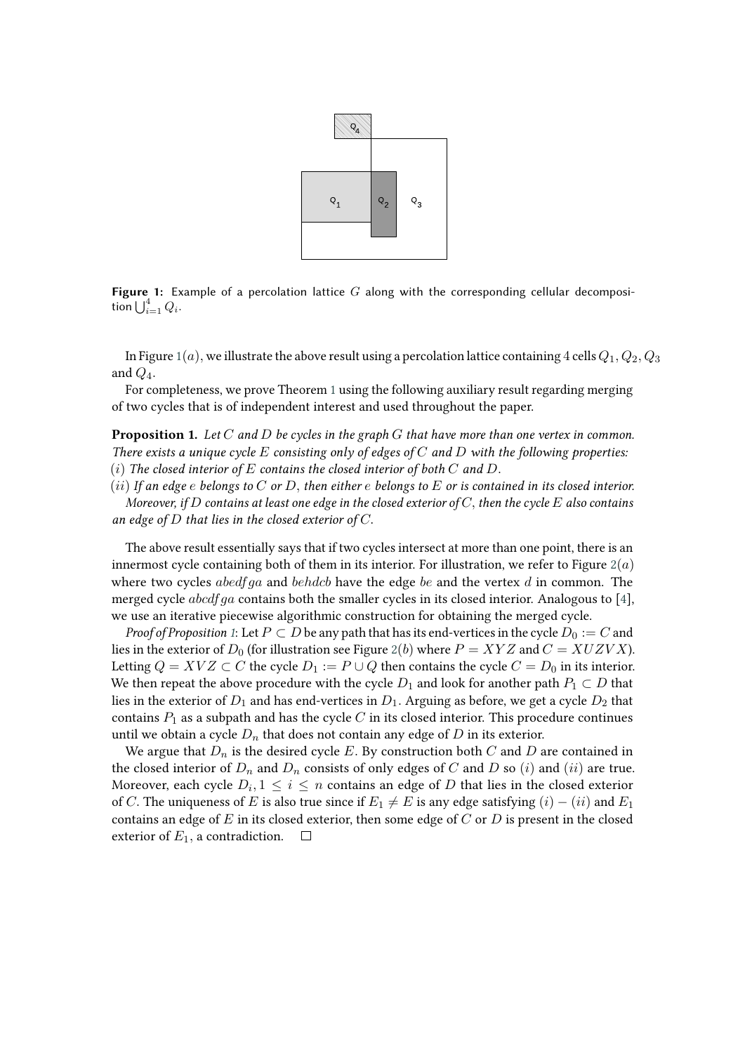**Figure 1:** Example of a percolation lattice $G$ along with the corresponding cellular decomposition $\bigcup_{i=1}^{4} Q_i$.

In Figure 1$(a)$, we illustrate the above result using a percolation lattice containing 4 cells $Q_1, Q_2, Q_3$ and $Q_4$.

For completeness, we prove Theorem 1 using the following auxiliary result regarding merging of two cycles that is of independent interest and used throughout the paper.

**Proposition 1.** *Let $C$ and $D$ be cycles in the graph $G$ that have more than one vertex in common. There exists a unique cycle $E$ consisting only of edges of $C$ and $D$ with the following properties:*
$(i)$ *The closed interior of $E$ contains the closed interior of both $C$ and $D$.*
$(ii)$ *If an edge $e$ belongs to $C$ or $D$, then either $e$ belongs to $E$ or is contained in its closed interior.*
*Moreover, if $D$ contains at least one edge in the closed exterior of $C$, then the cycle $E$ also contains an edge of $D$ that lies in the closed exterior of $C$.*

The above result essentially says that if two cycles intersect at more than one point, there is an innermost cycle containing both of them in its interior. For illustration, we refer to Figure 2$(a)$ where two cycles $abedfga$ and $behdcb$ have the edge $be$ and the vertex $d$ in common. The merged cycle $abcdfga$ contains both the smaller cycles in its closed interior. Analogous to [4], we use an iterative piecewise algorithmic construction for obtaining the merged cycle.

*Proof of Proposition 1*: Let $P \subset D$ be any path that has its end-vertices in the cycle $D_0 := C$ and lies in the exterior of $D_0$ (for illustration see Figure 2$(b)$ where $P = XYZ$ and $C = XUZVX$). Letting $Q = XVZ \subset C$ the cycle $D_1 := P \cup Q$ then contains the cycle $C = D_0$ in its interior. We then repeat the above procedure with the cycle $D_1$ and look for another path $P_1 \subset D$ that lies in the exterior of $D_1$ and has end-vertices in $D_1$. Arguing as before, we get a cycle $D_2$ that contains $P_1$ as a subpath and has the cycle $C$ in its closed interior. This procedure continues until we obtain a cycle $D_n$ that does not contain any edge of $D$ in its exterior.

We argue that $D_n$ is the desired cycle $E$. By construction both $C$ and $D$ are contained in the closed interior of $D_n$ and $D_n$ consists of only edges of $C$ and $D$ so $(i)$ and $(ii)$ are true. Moreover, each cycle $D_i, 1 \leq i \leq n$ contains an edge of $D$ that lies in the closed exterior of $C$. The uniqueness of $E$ is also true since if $E_1 \neq E$ is any edge satisfying $(i) - (ii)$ and $E_1$ contains an edge of $E$ in its closed exterior, then some edge of $C$ or $D$ is present in the closed exterior of $E_1$, a contradiction. $\square$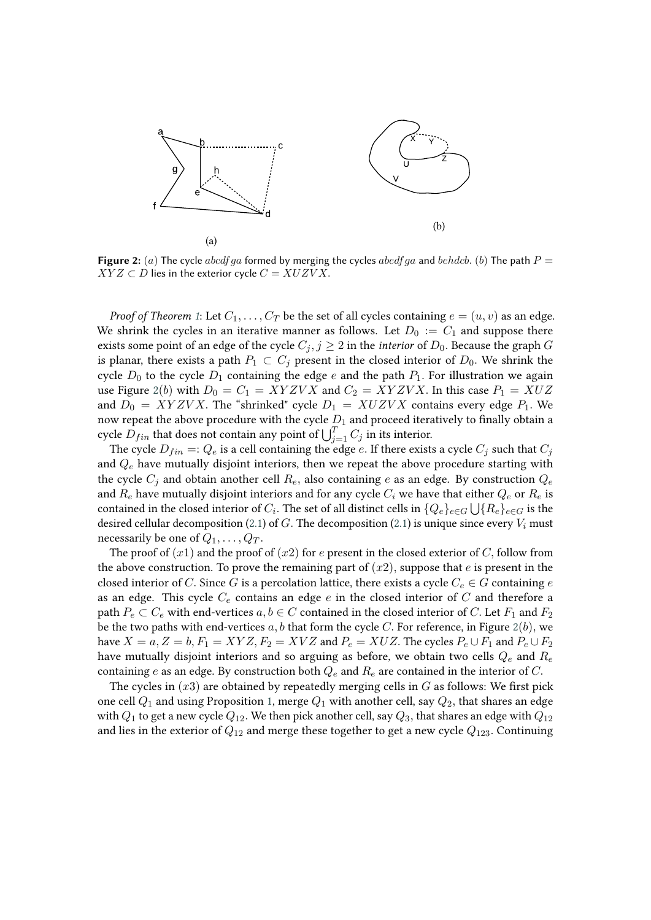**Figure 2:** $(a)$ The cycle $abcdfga$ formed by merging the cycles $abedfga$ and $behdcb$. $(b)$ The path $P = XYZ \subset D$ lies in the exterior cycle $C = XUZVX$.

*Proof of Theorem 1*: Let $C_1, \ldots, C_T$ be the set of all cycles containing $e = (u, v)$ as an edge. We shrink the cycles in an iterative manner as follows. Let $D_0 := C_1$ and suppose there exists some point of an edge of the cycle $C_j, j \geq 2$ in the *interior* of $D_0$. Because the graph $G$ is planar, there exists a path $P_1 \subset C_j$ present in the closed interior of $D_0$. We shrink the cycle $D_0$ to the cycle $D_1$ containing the edge $e$ and the path $P_1$. For illustration we again use Figure 2$(b)$ with $D_0 = C_1 = XYZVX$ and $C_2 = XYZVX$. In this case $P_1 = XUZ$ and $D_0 = XYZVX$. The "shrinked" cycle $D_1 = XUZVX$ contains every edge $P_1$. We now repeat the above procedure with the cycle $D_1$ and proceed iteratively to finally obtain a cycle $D_{fin}$ that does not contain any point of $\bigcup_{j=1}^{T} C_j$ in its interior.

The cycle $D_{fin} =: Q_e$ is a cell containing the edge $e$. If there exists a cycle $C_j$ such that $C_j$ and $Q_e$ have mutually disjoint interiors, then we repeat the above procedure starting with the cycle $C_j$ and obtain another cell $R_e$, also containing $e$ as an edge. By construction $Q_e$ and $R_e$ have mutually disjoint interiors and for any cycle $C_i$ we have that either $Q_e$ or $R_e$ is contained in the closed interior of $C_i$. The set of all distinct cells in $\{Q_e\}_{e \in G} \bigcup \{R_e\}_{e \in G}$ is the desired cellular decomposition (2.1) of $G$. The decomposition (2.1) is unique since every $V_i$ must necessarily be one of $Q_1, \ldots, Q_T$.

The proof of $(x1)$ and the proof of $(x2)$ for $e$ present in the closed exterior of $C$, follow from the above construction. To prove the remaining part of $(x2)$, suppose that $e$ is present in the closed interior of $C$. Since $G$ is a percolation lattice, there exists a cycle $C_e \in G$ containing $e$ as an edge. This cycle $C_e$ contains an edge $e$ in the closed interior of $C$ and therefore a path $P_e \subset C_e$ with end-vertices $a, b \in C$ contained in the closed interior of $C$. Let $F_1$ and $F_2$ be the two paths with end-vertices $a, b$ that form the cycle $C$. For reference, in Figure 2$(b)$, we have $X = a, Z = b, F_1 = XYZ, F_2 = XVZ$ and $P_e = XUZ$. The cycles $P_e \cup F_1$ and $P_e \cup F_2$ have mutually disjoint interiors and so arguing as before, we obtain two cells $Q_e$ and $R_e$ containing $e$ as an edge. By construction both $Q_e$ and $R_e$ are contained in the interior of $C$.

The cycles in $(x3)$ are obtained by repeatedly merging cells in $G$ as follows: We first pick one cell $Q_1$ and using Proposition 1, merge $Q_1$ with another cell, say $Q_2$, that shares an edge with $Q_1$ to get a new cycle $Q_{12}$. We then pick another cell, say $Q_3$, that shares an edge with $Q_{12}$ and lies in the exterior of $Q_{12}$ and merge these together to get a new cycle $Q_{123}$. Continuing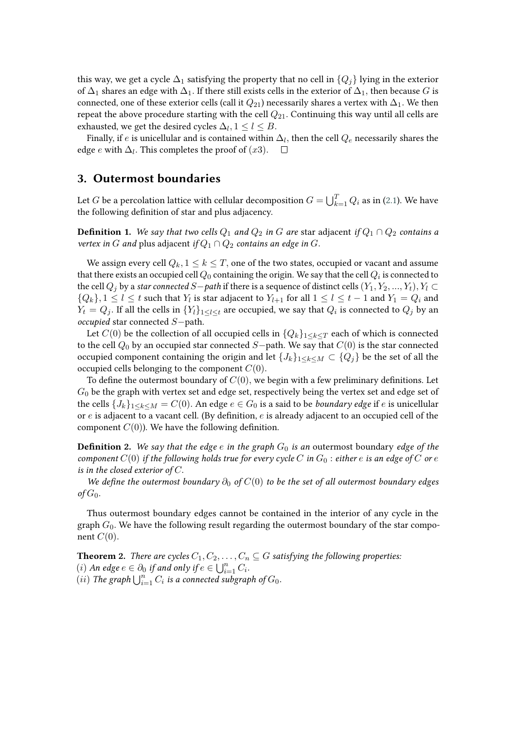this way, we get a cycle $\Delta_1$ satisfying the property that no cell in $\{Q_j\}$ lying in the exterior of $\Delta_1$ shares an edge with $\Delta_1$. If there still exists cells in the exterior of $\Delta_1$, then because $G$ is connected, one of these exterior cells (call it $Q_{21}$) necessarily shares a vertex with $\Delta_1$. We then repeat the above procedure starting with the cell $Q_{21}$. Continuing this way until all cells are exhausted, we get the desired cycles $\Delta_l, 1 \leq l \leq B$.

Finally, if $e$ is unicellular and is contained within $\Delta_l$, then the cell $Q_e$ necessarily shares the edge $e$ with $\Delta_l$. This completes the proof of $(x3)$. $\square$

## 3. Outermost boundaries

Let $G$ be a percolation lattice with cellular decomposition $G = \bigcup_{k=1}^{T} Q_i$ as in (2.1). We have the following definition of star and plus adjacency.

**Definition 1.** *We say that two cells $Q_1$ and $Q_2$ in $G$ are* star adjacent *if $Q_1 \cap Q_2$ contains a vertex in $G$ and* plus adjacent *if $Q_1 \cap Q_2$ contains an edge in $G$.*

We assign every cell $Q_k, 1 \leq k \leq T$, one of the two states, occupied or vacant and assume that there exists an occupied cell $Q_0$ containing the origin. We say that the cell $Q_i$ is connected to the cell $Q_j$ by a *star connected $S-$path* if there is a sequence of distinct cells $(Y_1, Y_2, ..., Y_t), Y_l \subset \{Q_k\}, 1 \leq l \leq t$ such that $Y_l$ is star adjacent to $Y_{l+1}$ for all $1 \leq l \leq t-1$ and $Y_1 = Q_i$ and $Y_t = Q_j$. If all the cells in $\{Y_l\}_{1 \leq l \leq t}$ are occupied, we say that $Q_i$ is connected to $Q_j$ by an *occupied* star connected $S-$path.

Let $C(0)$ be the collection of all occupied cells in $\{Q_k\}_{1 \leq k \leq T}$ each of which is connected to the cell $Q_0$ by an occupied star connected $S-$path. We say that $C(0)$ is the star connected occupied component containing the origin and let $\{J_k\}_{1 \leq k \leq M} \subset \{Q_j\}$ be the set of all the occupied cells belonging to the component $C(0)$.

To define the outermost boundary of $C(0)$, we begin with a few preliminary definitions. Let $G_0$ be the graph with vertex set and edge set, respectively being the vertex set and edge set of the cells $\{J_k\}_{1 \leq k \leq M} = C(0)$. An edge $e \in G_0$ is a said to be *boundary edge* if $e$ is unicellular or $e$ is adjacent to a vacant cell. (By definition, $e$ is already adjacent to an occupied cell of the component $C(0)$). We have the following definition.

**Definition 2.** *We say that the edge $e$ in the graph $G_0$ is an* outermost boundary *edge of the component $C(0)$ if the following holds true for every cycle $C$ in $G_0$ : either $e$ is an edge of $C$ or $e$ is in the closed exterior of $C$.*

*We define the outermost boundary $\partial_0$ of $C(0)$ to be the set of all outermost boundary edges of $G_0$.*

Thus outermost boundary edges cannot be contained in the interior of any cycle in the graph $G_0$. We have the following result regarding the outermost boundary of the star component $C(0)$.

**Theorem 2.** *There are cycles $C_1, C_2, \ldots, C_n \subseteq G$ satisfying the following properties:*
$(i)$ *An edge $e \in \partial_0$ if and only if $e \in \bigcup_{i=1}^{n} C_i$.*
$(ii)$ *The graph $\bigcup_{i=1}^{n} C_i$ is a connected subgraph of $G_0$.*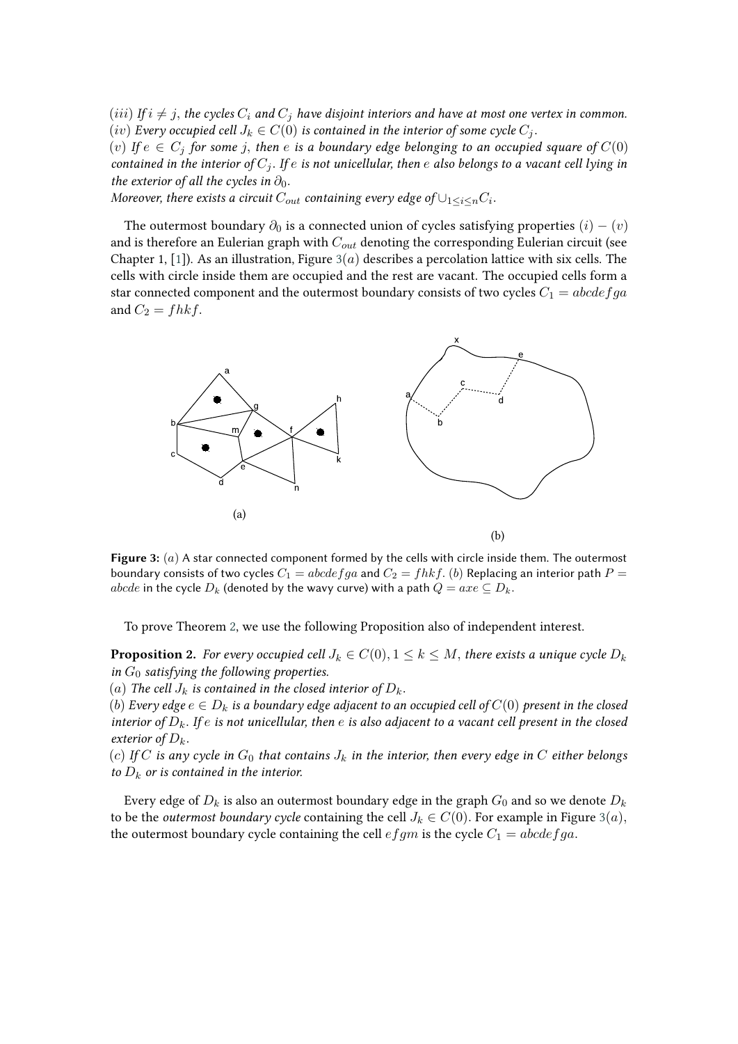$(iii)$ *If $i \neq j$, the cycles $C_i$ and $C_j$ have disjoint interiors and have at most one vertex in common.*
$(iv)$ *Every occupied cell $J_k \in C(0)$ is contained in the interior of some cycle $C_j$.*
$(v)$ *If $e \in C_j$ for some $j$, then $e$ is a boundary edge belonging to an occupied square of $C(0)$ contained in the interior of $C_j$. If $e$ is not unicellular, then $e$ also belongs to a vacant cell lying in the exterior of all the cycles in $\partial_0$.*
*Moreover, there exists a circuit $C_{out}$ containing every edge of $\cup_{1 \leq i \leq n} C_i$.*

The outermost boundary $\partial_0$ is a connected union of cycles satisfying properties $(i) - (v)$ and is therefore an Eulerian graph with $C_{out}$ denoting the corresponding Eulerian circuit (see Chapter 1, [1]). As an illustration, Figure 3$(a)$ describes a percolation lattice with six cells. The cells with circle inside them are occupied and the rest are vacant. The occupied cells form a star connected component and the outermost boundary consists of two cycles $C_1 = abcdefga$ and $C_2 = fhkf$.

**Figure 3:** $(a)$ A star connected component formed by the cells with circle inside them. The outermost boundary consists of two cycles $C_1 = abcdefga$ and $C_2 = fhkf$. $(b)$ Replacing an interior path $P = abcde$ in the cycle $D_k$ (denoted by the wavy curve) with a path $Q = axe \subseteq D_k$.

To prove Theorem 2, we use the following Proposition also of independent interest.

**Proposition 2.** *For every occupied cell $J_k \in C(0), 1 \leq k \leq M$, there exists a unique cycle $D_k$ in $G_0$ satisfying the following properties.*
$(a)$ *The cell $J_k$ is contained in the closed interior of $D_k$.*
$(b)$ *Every edge $e \in D_k$ is a boundary edge adjacent to an occupied cell of $C(0)$ present in the closed interior of $D_k$. If $e$ is not unicellular, then $e$ is also adjacent to a vacant cell present in the closed exterior of $D_k$.*
$(c)$ *If $C$ is any cycle in $G_0$ that contains $J_k$ in the interior, then every edge in $C$ either belongs to $D_k$ or is contained in the interior.*

Every edge of $D_k$ is also an outermost boundary edge in the graph $G_0$ and so we denote $D_k$ to be the *outermost boundary cycle* containing the cell $J_k \in C(0)$. For example in Figure 3$(a)$, the outermost boundary cycle containing the cell $efgm$ is the cycle $C_1 = abcdefga$.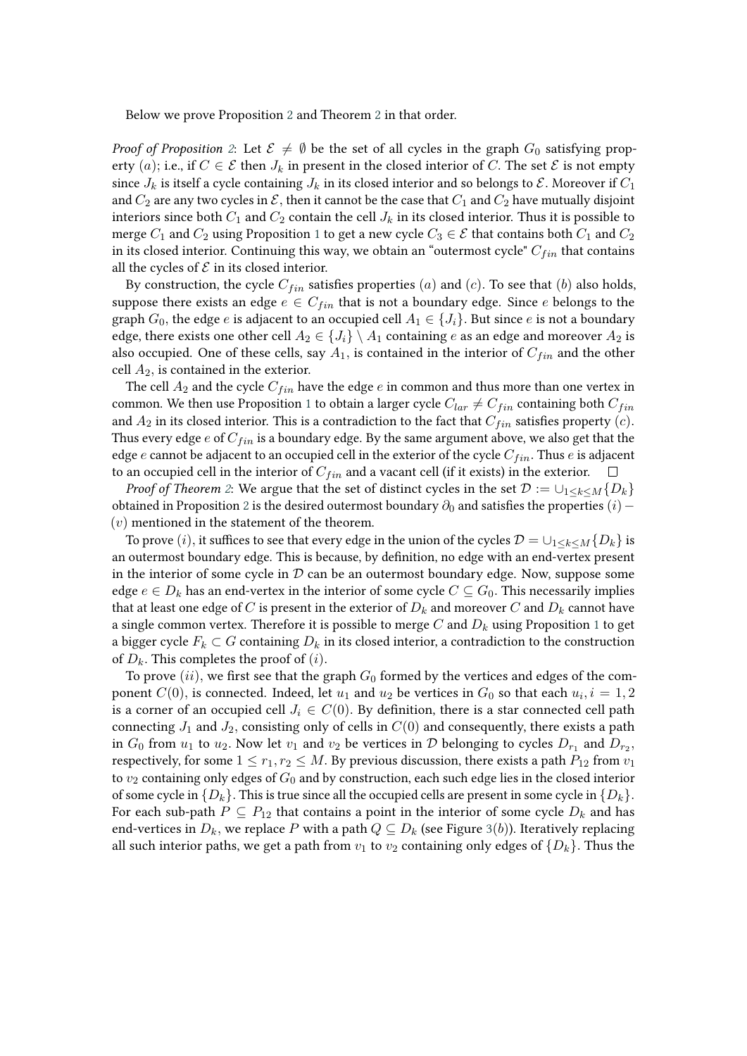Below we prove Proposition 2 and Theorem 2 in that order.

*Proof of Proposition 2*: Let $\mathcal{E} \neq \emptyset$ be the set of all cycles in the graph $G_0$ satisfying property $(a)$; i.e., if $C \in \mathcal{E}$ then $J_k$ in present in the closed interior of $C$. The set $\mathcal{E}$ is not empty since $J_k$ is itself a cycle containing $J_k$ in its closed interior and so belongs to $\mathcal{E}$. Moreover if $C_1$ and $C_2$ are any two cycles in $\mathcal{E}$, then it cannot be the case that $C_1$ and $C_2$ have mutually disjoint interiors since both $C_1$ and $C_2$ contain the cell $J_k$ in its closed interior. Thus it is possible to merge $C_1$ and $C_2$ using Proposition 1 to get a new cycle $C_3 \in \mathcal{E}$ that contains both $C_1$ and $C_2$ in its closed interior. Continuing this way, we obtain an "outermost cycle" $C_{fin}$ that contains all the cycles of $\mathcal{E}$ in its closed interior.

By construction, the cycle $C_{fin}$ satisfies properties $(a)$ and $(c)$. To see that $(b)$ also holds, suppose there exists an edge $e \in C_{fin}$ that is not a boundary edge. Since $e$ belongs to the graph $G_0$, the edge $e$ is adjacent to an occupied cell $A_1 \in \{J_i\}$. But since $e$ is not a boundary edge, there exists one other cell $A_2 \in \{J_i\} \setminus A_1$ containing $e$ as an edge and moreover $A_2$ is also occupied. One of these cells, say $A_1$, is contained in the interior of $C_{fin}$ and the other cell $A_2$, is contained in the exterior.

The cell $A_2$ and the cycle $C_{fin}$ have the edge $e$ in common and thus more than one vertex in common. We then use Proposition 1 to obtain a larger cycle $C_{lar} \neq C_{fin}$ containing both $C_{fin}$ and $A_2$ in its closed interior. This is a contradiction to the fact that $C_{fin}$ satisfies property $(c)$. Thus every edge $e$ of $C_{fin}$ is a boundary edge. By the same argument above, we also get that the edge $e$ cannot be adjacent to an occupied cell in the exterior of the cycle $C_{fin}$. Thus $e$ is adjacent to an occupied cell in the interior of $C_{fin}$ and a vacant cell (if it exists) in the exterior. $\square$

*Proof of Theorem 2*: We argue that the set of distinct cycles in the set $\mathcal{D} := \cup_{1 \leq k \leq M}\{D_k\}$ obtained in Proposition 2 is the desired outermost boundary $\partial_0$ and satisfies the properties $(i)-(v)$ mentioned in the statement of the theorem.

To prove $(i)$, it suffices to see that every edge in the union of the cycles $\mathcal{D} = \cup_{1 \leq k \leq M}\{D_k\}$ is an outermost boundary edge. This is because, by definition, no edge with an end-vertex present in the interior of some cycle in $\mathcal{D}$ can be an outermost boundary edge. Now, suppose some edge $e \in D_k$ has an end-vertex in the interior of some cycle $C \subseteq G_0$. This necessarily implies that at least one edge of $C$ is present in the exterior of $D_k$ and moreover $C$ and $D_k$ cannot have a single common vertex. Therefore it is possible to merge $C$ and $D_k$ using Proposition 1 to get a bigger cycle $F_k \subset G$ containing $D_k$ in its closed interior, a contradiction to the construction of $D_k$. This completes the proof of $(i)$.

To prove $(ii)$, we first see that the graph $G_0$ formed by the vertices and edges of the component $C(0)$, is connected. Indeed, let $u_1$ and $u_2$ be vertices in $G_0$ so that each $u_i, i = 1, 2$ is a corner of an occupied cell $J_i \in C(0)$. By definition, there is a star connected cell path connecting $J_1$ and $J_2$, consisting only of cells in $C(0)$ and consequently, there exists a path in $G_0$ from $u_1$ to $u_2$. Now let $v_1$ and $v_2$ be vertices in $\mathcal{D}$ belonging to cycles $D_{r_1}$ and $D_{r_2}$, respectively, for some $1 \leq r_1, r_2 \leq M$. By previous discussion, there exists a path $P_{12}$ from $v_1$ to $v_2$ containing only edges of $G_0$ and by construction, each such edge lies in the closed interior of some cycle in $\{D_k\}$. This is true since all the occupied cells are present in some cycle in $\{D_k\}$. For each sub-path $P \subseteq P_{12}$ that contains a point in the interior of some cycle $D_k$ and has end-vertices in $D_k$, we replace $P$ with a path $Q \subseteq D_k$ (see Figure 3$(b)$). Iteratively replacing all such interior paths, we get a path from $v_1$ to $v_2$ containing only edges of $\{D_k\}$. Thus the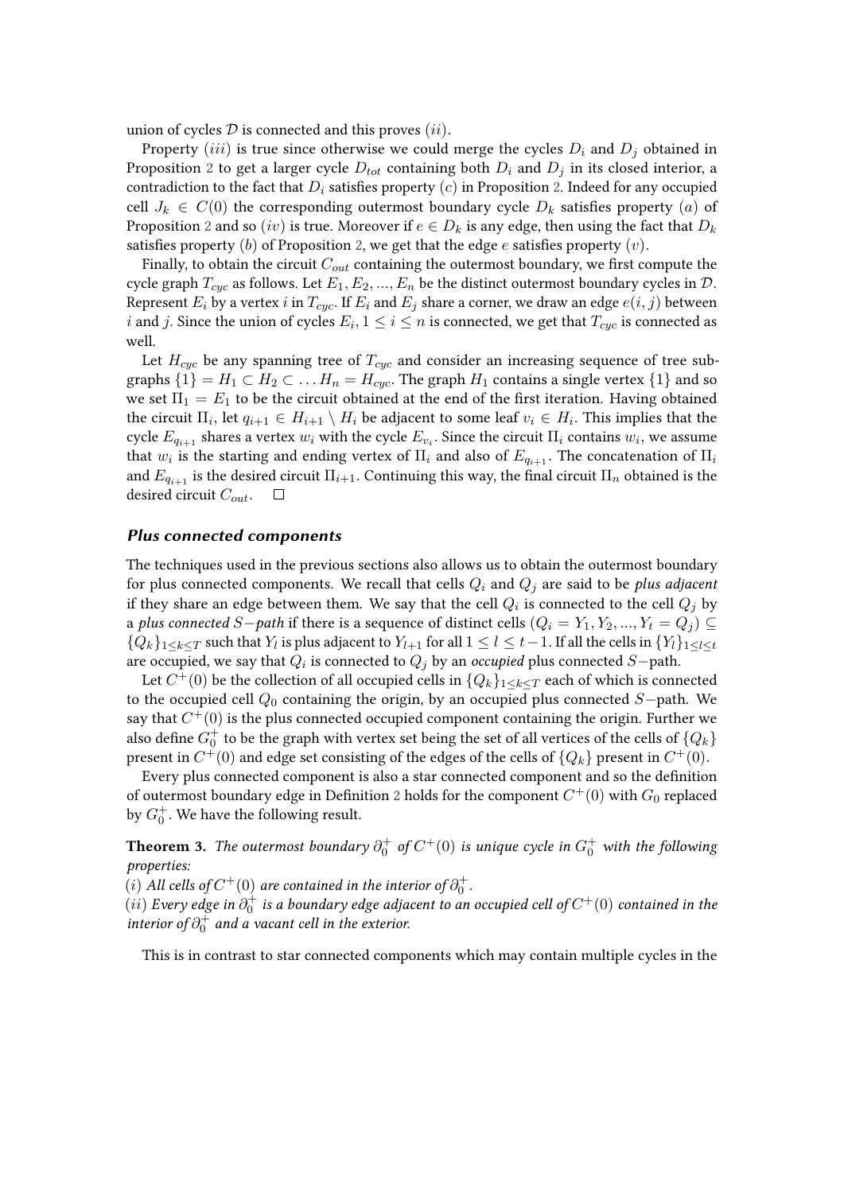union of cycles $\mathcal{D}$ is connected and this proves $(ii)$.

Property $(iii)$ is true since otherwise we could merge the cycles $D_i$ and $D_j$ obtained in Proposition 2 to get a larger cycle $D_{tot}$ containing both $D_i$ and $D_j$ in its closed interior, a contradiction to the fact that $D_i$ satisfies property $(c)$ in Proposition 2. Indeed for any occupied cell $J_k \in C(0)$ the corresponding outermost boundary cycle $D_k$ satisfies property $(a)$ of Proposition 2 and so $(iv)$ is true. Moreover if $e \in D_k$ is any edge, then using the fact that $D_k$ satisfies property $(b)$ of Proposition 2, we get that the edge $e$ satisfies property $(v)$.

Finally, to obtain the circuit $C_{out}$ containing the outermost boundary, we first compute the cycle graph $T_{cyc}$ as follows. Let $E_1, E_2, ..., E_n$ be the distinct outermost boundary cycles in $\mathcal{D}$. Represent $E_i$ by a vertex $i$ in $T_{cyc}$. If $E_i$ and $E_j$ share a corner, we draw an edge $e(i,j)$ between $i$ and $j$. Since the union of cycles $E_i, 1 \leq i \leq n$ is connected, we get that $T_{cyc}$ is connected as well.

Let $H_{cyc}$ be any spanning tree of $T_{cyc}$ and consider an increasing sequence of tree subgraphs $\{1\} = H_1 \subset H_2 \subset \ldots H_n = H_{cyc}$. The graph $H_1$ contains a single vertex $\{1\}$ and so we set $\Pi_1 = E_1$ to be the circuit obtained at the end of the first iteration. Having obtained the circuit $\Pi_i$, let $q_{i+1} \in H_{i+1} \setminus H_i$ be adjacent to some leaf $v_i \in H_i$. This implies that the cycle $E_{q_{i+1}}$ shares a vertex $w_i$ with the cycle $E_{v_i}$. Since the circuit $\Pi_i$ contains $w_i$, we assume that $w_i$ is the starting and ending vertex of $\Pi_i$ and also of $E_{q_{i+1}}$. The concatenation of $\Pi_i$ and $E_{q_{i+1}}$ is the desired circuit $\Pi_{i+1}$. Continuing this way, the final circuit $\Pi_n$ obtained is the desired circuit $C_{out}$. $\square$

### *Plus connected components*

The techniques used in the previous sections also allows us to obtain the outermost boundary for plus connected components. We recall that cells $Q_i$ and $Q_j$ are said to be *plus adjacent* if they share an edge between them. We say that the cell $Q_i$ is connected to the cell $Q_j$ by a *plus connected* $S-$*path* if there is a sequence of distinct cells $(Q_i = Y_1, Y_2, ..., Y_t = Q_j) \subseteq \{Q_k\}_{1 \leq k \leq T}$ such that $Y_l$ is plus adjacent to $Y_{l+1}$ for all $1 \leq l \leq t-1$. If all the cells in $\{Y_l\}_{1 \leq l \leq t}$ are occupied, we say that $Q_i$ is connected to $Q_j$ by an *occupied* plus connected $S-$path.

Let $C^+(0)$ be the collection of all occupied cells in $\{Q_k\}_{1 \leq k \leq T}$ each of which is connected to the occupied cell $Q_0$ containing the origin, by an occupied plus connected $S-$path. We say that $C^+(0)$ is the plus connected occupied component containing the origin. Further we also define $G_0^+$ to be the graph with vertex set being the set of all vertices of the cells of $\{Q_k\}$ present in $C^+(0)$ and edge set consisting of the edges of the cells of $\{Q_k\}$ present in $C^+(0)$.

Every plus connected component is also a star connected component and so the definition of outermost boundary edge in Definition 2 holds for the component $C^+(0)$ with $G_0$ replaced by $G_0^+$. We have the following result.

**Theorem 3.** *The outermost boundary $\partial_0^+$ of $C^+(0)$ is unique cycle in $G_0^+$ with the following properties:*
*$(i)$ All cells of $C^+(0)$ are contained in the interior of $\partial_0^+$.*
*$(ii)$ Every edge in $\partial_0^+$ is a boundary edge adjacent to an occupied cell of $C^+(0)$ contained in the interior of $\partial_0^+$ and a vacant cell in the exterior.*

This is in contrast to star connected components which may contain multiple cycles in the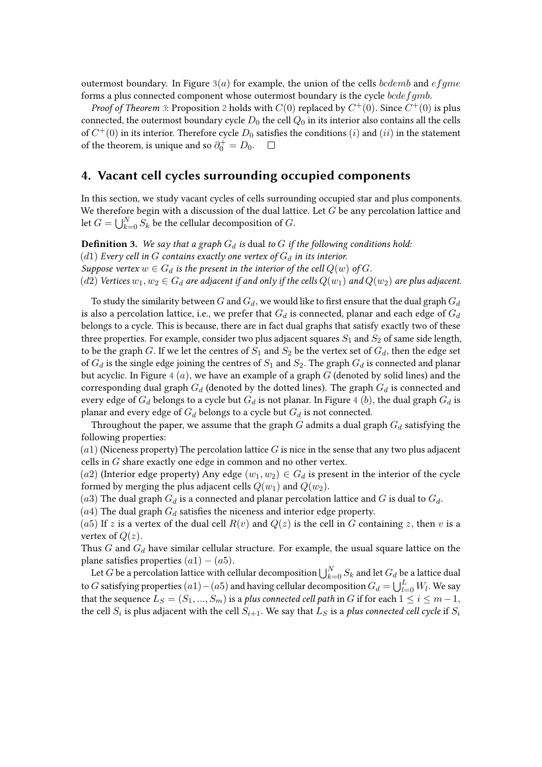outermost boundary. In Figure 3$(a)$ for example, the union of the cells $bcdemb$ and $efgme$ forms a plus connected component whose outermost boundary is the cycle $bcdefgmb$.

*Proof of Theorem 3*: Proposition 2 holds with $C(0)$ replaced by $C^+(0)$. Since $C^+(0)$ is plus connected, the outermost boundary cycle $D_0$ the cell $Q_0$ in its interior also contains all the cells of $C^+(0)$ in its interior. Therefore cycle $D_0$ satisfies the conditions $(i)$ and $(ii)$ in the statement of the theorem, is unique and so $\partial_0^+ = D_0$. $\square$

## 4. Vacant cell cycles surrounding occupied components

In this section, we study vacant cycles of cells surrounding occupied star and plus components. We therefore begin with a discussion of the dual lattice. Let $G$ be any percolation lattice and let $G = \bigcup_{k=0}^{N} S_k$ be the cellular decomposition of $G$.

**Definition 3.** *We say that a graph $G_d$ is* dual *to $G$ if the following conditions hold:*
$(d1)$ *Every cell in $G$ contains exactly one vertex of $G_d$ in its interior.*
*Suppose vertex $w \in G_d$ is the present in the interior of the cell $Q(w)$ of $G$.*
$(d2)$ *Vertices $w_1, w_2 \in G_d$ are adjacent if and only if the cells $Q(w_1)$ and $Q(w_2)$ are plus adjacent.*

To study the similarity between $G$ and $G_d$, we would like to first ensure that the dual graph $G_d$ is also a percolation lattice, i.e., we prefer that $G_d$ is connected, planar and each edge of $G_d$ belongs to a cycle. This is because, there are in fact dual graphs that satisfy exactly two of these three properties. For example, consider two plus adjacent squares $S_1$ and $S_2$ of same side length, to be the graph $G$. If we let the centres of $S_1$ and $S_2$ be the vertex set of $G_d$, then the edge set of $G_d$ is the single edge joining the centres of $S_1$ and $S_2$. The graph $G_d$ is connected and planar but acyclic. In Figure 4 $(a)$, we have an example of a graph $G$ (denoted by solid lines) and the corresponding dual graph $G_d$ (denoted by the dotted lines). The graph $G_d$ is connected and every edge of $G_d$ belongs to a cycle but $G_d$ is not planar. In Figure 4 $(b)$, the dual graph $G_d$ is planar and every edge of $G_d$ belongs to a cycle but $G_d$ is not connected.

Throughout the paper, we assume that the graph $G$ admits a dual graph $G_d$ satisfying the following properties:
$(a1)$ (Niceness property) The percolation lattice $G$ is nice in the sense that any two plus adjacent cells in $G$ share exactly one edge in common and no other vertex.
$(a2)$ (Interior edge property) Any edge $(w_1, w_2) \in G_d$ is present in the interior of the cycle formed by merging the plus adjacent cells $Q(w_1)$ and $Q(w_2)$.
$(a3)$ The dual graph $G_d$ is a connected and planar percolation lattice and $G$ is dual to $G_d$.
$(a4)$ The dual graph $G_d$ satisfies the niceness and interior edge property.
$(a5)$ If $z$ is a vertex of the dual cell $R(v)$ and $Q(z)$ is the cell in $G$ containing $z$, then $v$ is a vertex of $Q(z)$.
Thus $G$ and $G_d$ have similar cellular structure. For example, the usual square lattice on the plane satisfies properties $(a1) - (a5)$.

Let $G$ be a percolation lattice with cellular decomposition $\bigcup_{k=0}^{N} S_k$ and let $G_d$ be a lattice dual to $G$ satisfying properties $(a1) - (a5)$ and having cellular decomposition $G_d = \bigcup_{l=0}^{L} W_l$. We say that the sequence $L_S = (S_1, ..., S_m)$ is a *plus connected cell path* in $G$ if for each $1 \leq i \leq m-1$, the cell $S_i$ is plus adjacent with the cell $S_{i+1}$. We say that $L_S$ is a *plus connected cell cycle* if $S_i$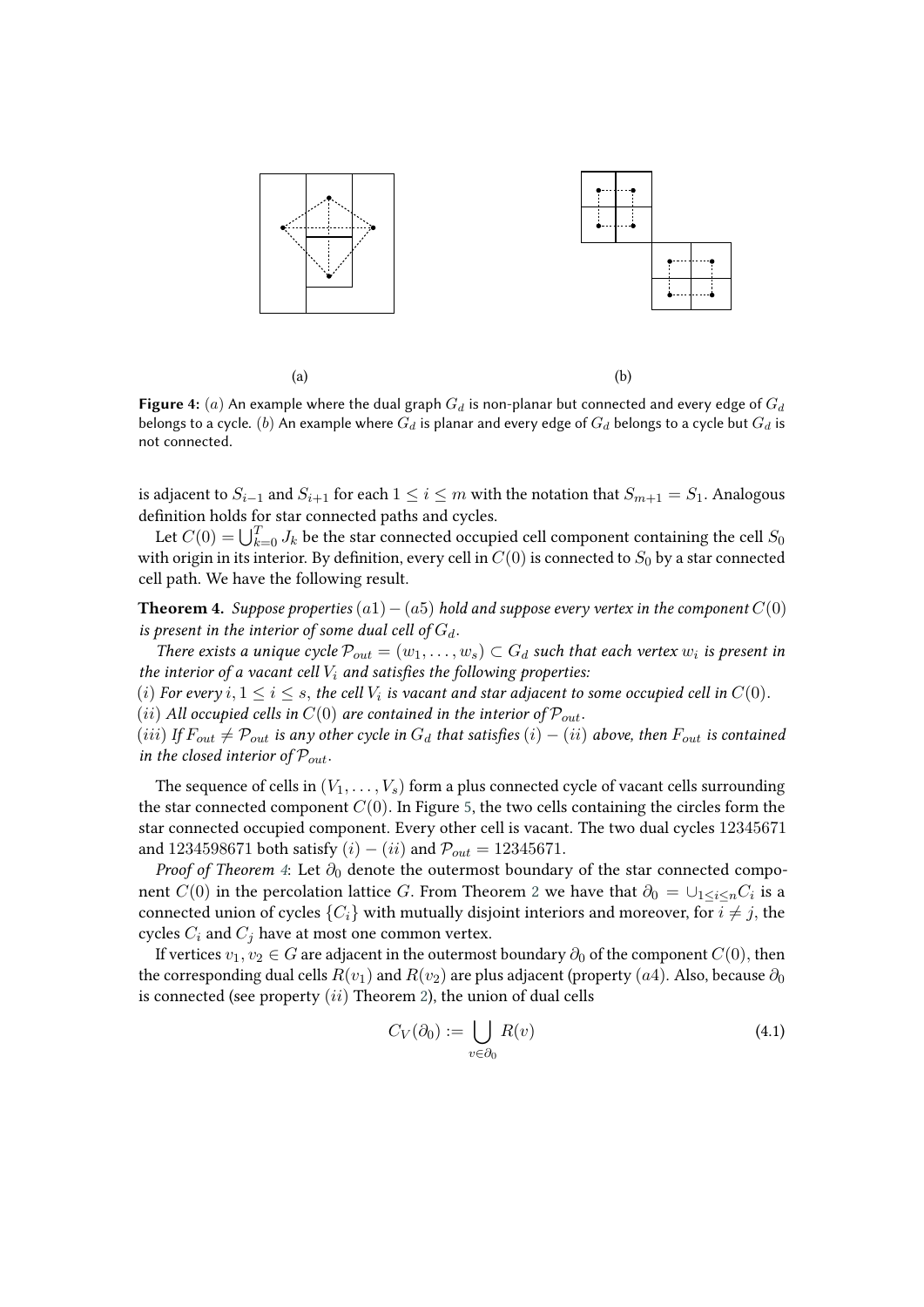(a)

(b)

**Figure 4:** $(a)$ An example where the dual graph $G_d$ is non-planar but connected and every edge of $G_d$ belongs to a cycle. $(b)$ An example where $G_d$ is planar and every edge of $G_d$ belongs to a cycle but $G_d$ is not connected.

is adjacent to $S_{i-1}$ and $S_{i+1}$ for each $1 \leq i \leq m$ with the notation that $S_{m+1} = S_1$. Analogous definition holds for star connected paths and cycles.

Let $C(0) = \bigcup_{k=0}^{T} J_k$ be the star connected occupied cell component containing the cell $S_0$ with origin in its interior. By definition, every cell in $C(0)$ is connected to $S_0$ by a star connected cell path. We have the following result.

**Theorem 4.** *Suppose properties $(a1)-(a5)$ hold and suppose every vertex in the component $C(0)$ is present in the interior of some dual cell of $G_d$.*

*There exists a unique cycle $\mathcal{P}_{out} = (w_1, \ldots, w_s) \subset G_d$ such that each vertex $w_i$ is present in the interior of a vacant cell $V_i$ and satisfies the following properties:*
*$(i)$ For every $i, 1 \leq i \leq s,$ the cell $V_i$ is vacant and star adjacent to some occupied cell in $C(0)$.*
*$(ii)$ All occupied cells in $C(0)$ are contained in the interior of $\mathcal{P}_{out}$.*
*$(iii)$ If $F_{out} \neq \mathcal{P}_{out}$ is any other cycle in $G_d$ that satisfies $(i)-(ii)$ above, then $F_{out}$ is contained in the closed interior of $\mathcal{P}_{out}$.*

The sequence of cells in $(V_1, \ldots, V_s)$ form a plus connected cycle of vacant cells surrounding the star connected component $C(0)$. In Figure 5, the two cells containing the circles form the star connected occupied component. Every other cell is vacant. The two dual cycles 12345671 and 1234598671 both satisfy $(i)-(ii)$ and $\mathcal{P}_{out} = 12345671$.

*Proof of Theorem 4*: Let $\partial_0$ denote the outermost boundary of the star connected component $C(0)$ in the percolation lattice $G$. From Theorem 2 we have that $\partial_0 = \cup_{1 \leq i \leq n} C_i$ is a connected union of cycles $\{C_i\}$ with mutually disjoint interiors and moreover, for $i \neq j$, the cycles $C_i$ and $C_j$ have at most one common vertex.

If vertices $v_1, v_2 \in G$ are adjacent in the outermost boundary $\partial_0$ of the component $C(0)$, then the corresponding dual cells $R(v_1)$ and $R(v_2)$ are plus adjacent (property $(a4)$). Also, because $\partial_0$ is connected (see property $(ii)$ Theorem 2), the union of dual cells

$$C_V(\partial_0) := \bigcup_{v \in \partial_0} R(v) \tag{4.1}$$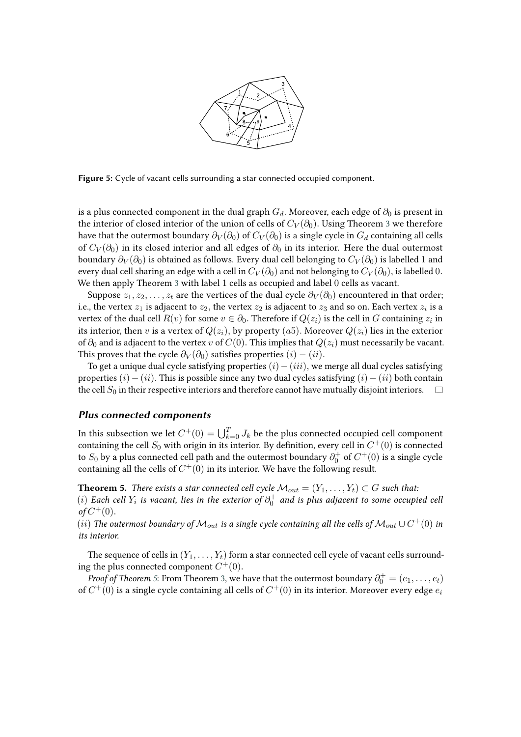**Figure 5:** Cycle of vacant cells surrounding a star connected occupied component.

is a plus connected component in the dual graph $G_d$. Moreover, each edge of $\partial_0$ is present in the interior of closed interior of the union of cells of $C_V(\partial_0)$. Using Theorem 3 we therefore have that the outermost boundary $\partial_V(\partial_0)$ of $C_V(\partial_0)$ is a single cycle in $G_d$ containing all cells of $C_V(\partial_0)$ in its closed interior and all edges of $\partial_0$ in its interior. Here the dual outermost boundary $\partial_V(\partial_0)$ is obtained as follows. Every dual cell belonging to $C_V(\partial_0)$ is labelled 1 and every dual cell sharing an edge with a cell in $C_V(\partial_0)$ and not belonging to $C_V(\partial_0)$, is labelled 0. We then apply Theorem 3 with label 1 cells as occupied and label 0 cells as vacant.

Suppose $z_1, z_2, \ldots, z_t$ are the vertices of the dual cycle $\partial_V(\partial_0)$ encountered in that order; i.e., the vertex $z_1$ is adjacent to $z_2$, the vertex $z_2$ is adjacent to $z_3$ and so on. Each vertex $z_i$ is a vertex of the dual cell $R(v)$ for some $v \in \partial_0$. Therefore if $Q(z_i)$ is the cell in $G$ containing $z_i$ in its interior, then $v$ is a vertex of $Q(z_i)$, by property $(a5)$. Moreover $Q(z_i)$ lies in the exterior of $\partial_0$ and is adjacent to the vertex $v$ of $C(0)$. This implies that $Q(z_i)$ must necessarily be vacant. This proves that the cycle $\partial_V(\partial_0)$ satisfies properties $(i) - (ii)$.

To get a unique dual cycle satisfying properties $(i) - (iii)$, we merge all dual cycles satisfying properties $(i) - (ii)$. This is possible since any two dual cycles satisfying $(i) - (ii)$ both contain the cell $S_0$ in their respective interiors and therefore cannot have mutually disjoint interiors. $\square$

### *Plus connected components*

In this subsection we let $C^+(0) = \bigcup_{k=0}^{T} J_k$ be the plus connected occupied cell component containing the cell $S_0$ with origin in its interior. By definition, every cell in $C^+(0)$ is connected to $S_0$ by a plus connected cell path and the outermost boundary $\partial_0^+$ of $C^+(0)$ is a single cycle containing all the cells of $C^+(0)$ in its interior. We have the following result.

**Theorem 5.** *There exists a star connected cell cycle $\mathcal{M}_{out} = (Y_1, \ldots, Y_t) \subset G$ such that:*
$(i)$ *Each cell $Y_i$ is vacant, lies in the exterior of $\partial_0^+$ and is plus adjacent to some occupied cell of $C^+(0)$.*
$(ii)$ *The outermost boundary of $\mathcal{M}_{out}$ is a single cycle containing all the cells of $\mathcal{M}_{out} \cup C^+(0)$ in its interior.*

The sequence of cells in $(Y_1, \ldots, Y_t)$ form a star connected cell cycle of vacant cells surrounding the plus connected component $C^+(0)$.

*Proof of Theorem 5*: From Theorem 3, we have that the outermost boundary $\partial_0^+ = (e_1, \ldots, e_t)$ of $C^+(0)$ is a single cycle containing all cells of $C^+(0)$ in its interior. Moreover every edge $e_i$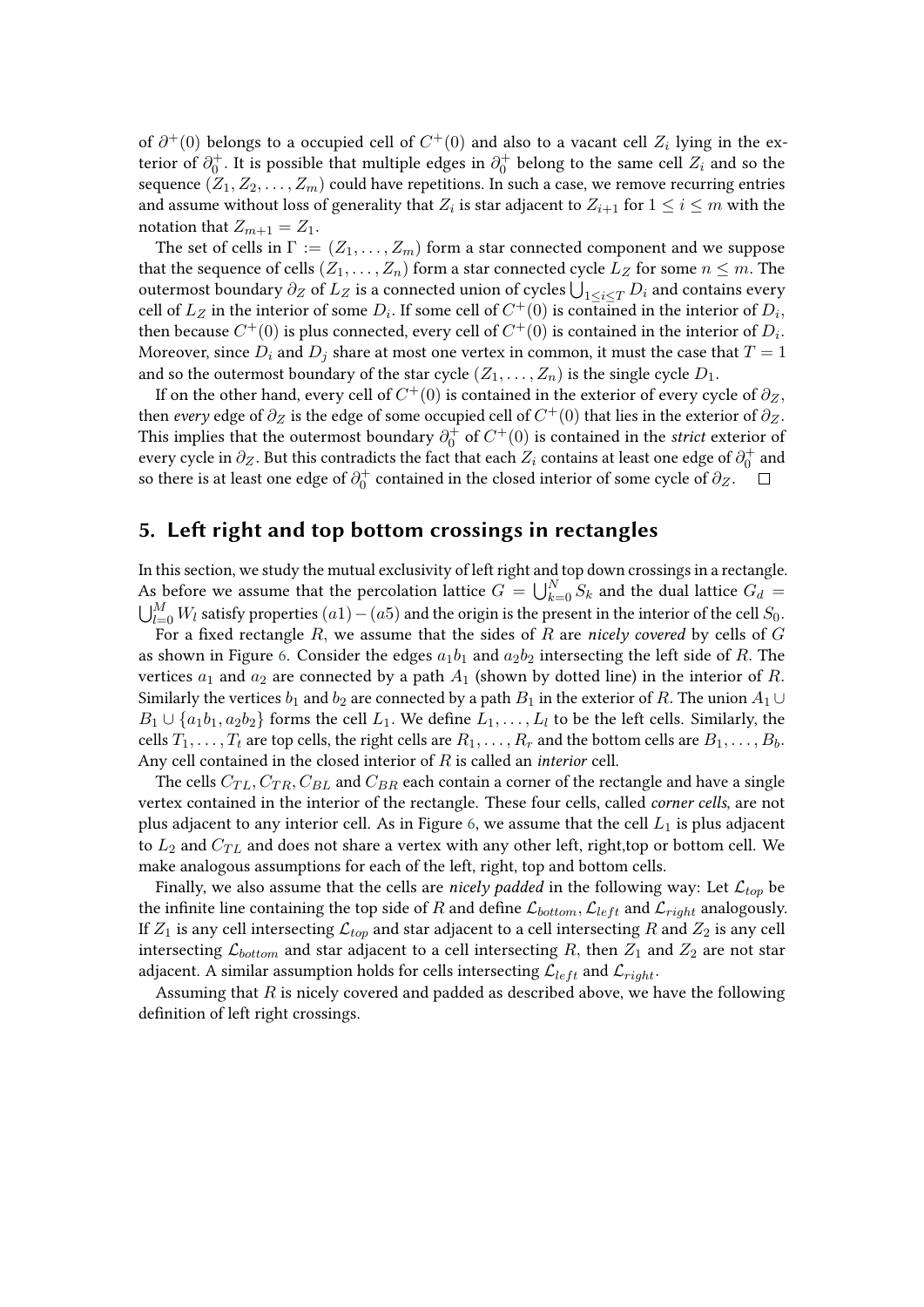of $\partial^+(0)$ belongs to a occupied cell of $C^+(0)$ and also to a vacant cell $Z_i$ lying in the exterior of $\partial_0^+$. It is possible that multiple edges in $\partial_0^+$ belong to the same cell $Z_i$ and so the sequence $(Z_1, Z_2, \ldots, Z_m)$ could have repetitions. In such a case, we remove recurring entries and assume without loss of generality that $Z_i$ is star adjacent to $Z_{i+1}$ for $1 \leq i \leq m$ with the notation that $Z_{m+1} = Z_1$.

The set of cells in $\Gamma := (Z_1, \ldots, Z_m)$ form a star connected component and we suppose that the sequence of cells $(Z_1, \ldots, Z_n)$ form a star connected cycle $L_Z$ for some $n \leq m$. The outermost boundary $\partial_Z$ of $L_Z$ is a connected union of cycles $\bigcup_{1 \leq i \leq T} D_i$ and contains every cell of $L_Z$ in the interior of some $D_i$. If some cell of $C^+(0)$ is contained in the interior of $D_i$, then because $C^+(0)$ is plus connected, every cell of $C^+(0)$ is contained in the interior of $D_i$. Moreover, since $D_i$ and $D_j$ share at most one vertex in common, it must the case that $T = 1$ and so the outermost boundary of the star cycle $(Z_1, \ldots, Z_n)$ is the single cycle $D_1$.

If on the other hand, every cell of $C^+(0)$ is contained in the exterior of every cycle of $\partial_Z$, then *every* edge of $\partial_Z$ is the edge of some occupied cell of $C^+(0)$ that lies in the exterior of $\partial_Z$. This implies that the outermost boundary $\partial_0^+$ of $C^+(0)$ is contained in the *strict* exterior of every cycle in $\partial_Z$. But this contradicts the fact that each $Z_i$ contains at least one edge of $\partial_0^+$ and so there is at least one edge of $\partial_0^+$ contained in the closed interior of some cycle of $\partial_Z$. $\square$

## 5. Left right and top bottom crossings in rectangles

In this section, we study the mutual exclusivity of left right and top down crossings in a rectangle. As before we assume that the percolation lattice $G = \bigcup_{k=0}^{N} S_k$ and the dual lattice $G_d = \bigcup_{l=0}^{M} W_l$ satisfy properties $(a1) - (a5)$ and the origin is the present in the interior of the cell $S_0$.

For a fixed rectangle $R$, we assume that the sides of $R$ are *nicely covered* by cells of $G$ as shown in Figure 6. Consider the edges $a_1b_1$ and $a_2b_2$ intersecting the left side of $R$. The vertices $a_1$ and $a_2$ are connected by a path $A_1$ (shown by dotted line) in the interior of $R$. Similarly the vertices $b_1$ and $b_2$ are connected by a path $B_1$ in the exterior of $R$. The union $A_1 \cup B_1 \cup \{a_1b_1, a_2b_2\}$ forms the cell $L_1$. We define $L_1, \ldots, L_l$ to be the left cells. Similarly, the cells $T_1, \ldots, T_t$ are top cells, the right cells are $R_1, \ldots, R_r$ and the bottom cells are $B_1, \ldots, B_b$. Any cell contained in the closed interior of $R$ is called an *interior* cell.

The cells $C_{TL}, C_{TR}, C_{BL}$ and $C_{BR}$ each contain a corner of the rectangle and have a single vertex contained in the interior of the rectangle. These four cells, called *corner cells*, are not plus adjacent to any interior cell. As in Figure 6, we assume that the cell $L_1$ is plus adjacent to $L_2$ and $C_{TL}$ and does not share a vertex with any other left, right,top or bottom cell. We make analogous assumptions for each of the left, right, top and bottom cells.

Finally, we also assume that the cells are *nicely padded* in the following way: Let $\mathcal{L}_{top}$ be the infinite line containing the top side of $R$ and define $\mathcal{L}_{bottom}, \mathcal{L}_{left}$ and $\mathcal{L}_{right}$ analogously. If $Z_1$ is any cell intersecting $\mathcal{L}_{top}$ and star adjacent to a cell intersecting $R$ and $Z_2$ is any cell intersecting $\mathcal{L}_{bottom}$ and star adjacent to a cell intersecting $R$, then $Z_1$ and $Z_2$ are not star adjacent. A similar assumption holds for cells intersecting $\mathcal{L}_{left}$ and $\mathcal{L}_{right}$.

Assuming that $R$ is nicely covered and padded as described above, we have the following definition of left right crossings.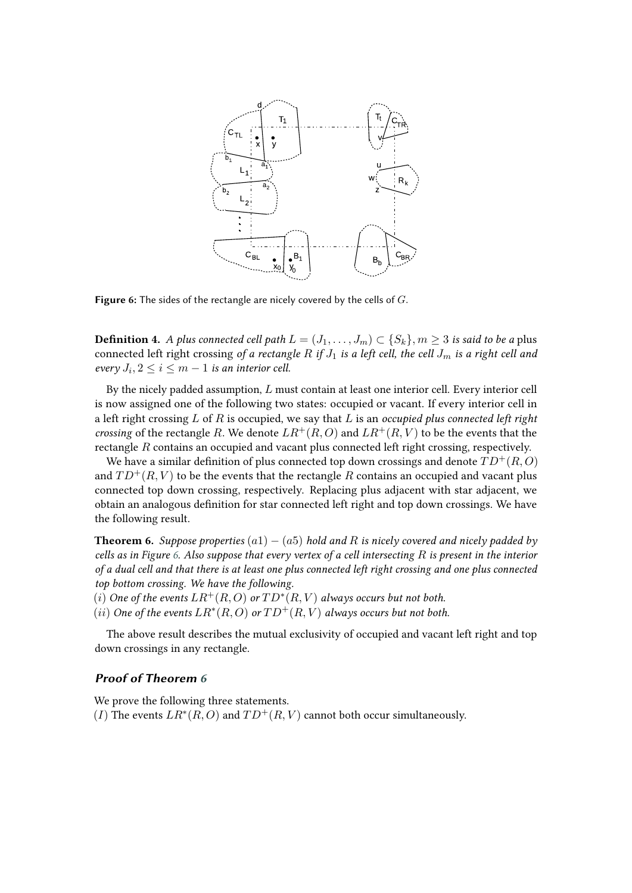**Figure 6:** The sides of the rectangle are nicely covered by the cells of $G$.

**Definition 4.** *A plus connected cell path $L = (J_1, \ldots, J_m) \subset \{S_k\}, m \geq 3$ is said to be a* plus connected left right crossing *of a rectangle $R$ if $J_1$ is a left cell, the cell $J_m$ is a right cell and every $J_i, 2 \leq i \leq m-1$ is an interior cell.*

By the nicely padded assumption, $L$ must contain at least one interior cell. Every interior cell is now assigned one of the following two states: occupied or vacant. If every interior cell in a left right crossing $L$ of $R$ is occupied, we say that $L$ is an *occupied plus connected left right crossing* of the rectangle $R$. We denote $LR^+(R, O)$ and $LR^+(R, V)$ to be the events that the rectangle $R$ contains an occupied and vacant plus connected left right crossing, respectively.

We have a similar definition of plus connected top down crossings and denote $TD^+(R, O)$ and $TD^+(R, V)$ to be the events that the rectangle $R$ contains an occupied and vacant plus connected top down crossing, respectively. Replacing plus adjacent with star adjacent, we obtain an analogous definition for star connected left right and top down crossings. We have the following result.

**Theorem 6.** *Suppose properties $(a1)-(a5)$ hold and $R$ is nicely covered and nicely padded by cells as in Figure 6. Also suppose that every vertex of a cell intersecting $R$ is present in the interior of a dual cell and that there is at least one plus connected left right crossing and one plus connected top bottom crossing. We have the following.*
$(i)$ *One of the events $LR^+(R, O)$ or $TD^*(R, V)$ always occurs but not both.*
$(ii)$ *One of the events $LR^*(R, O)$ or $TD^+(R, V)$ always occurs but not both.*

The above result describes the mutual exclusivity of occupied and vacant left right and top down crossings in any rectangle.

### *Proof of Theorem 6*

We prove the following three statements.
$(I)$ The events $LR^*(R, O)$ and $TD^+(R, V)$ cannot both occur simultaneously.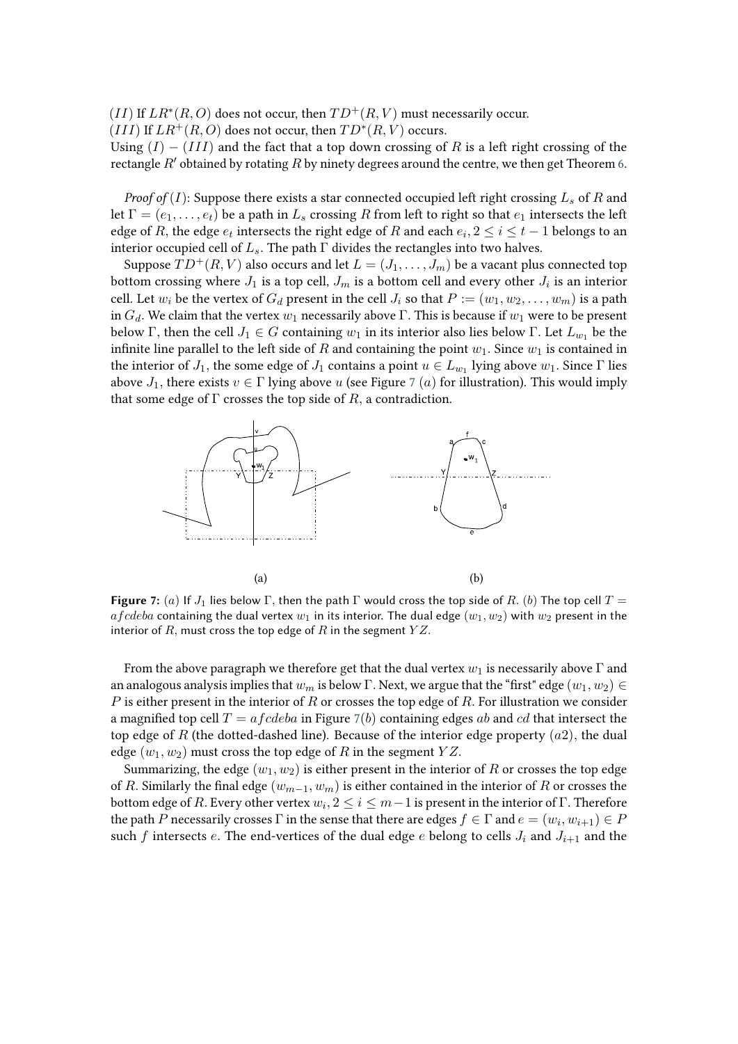$(II)$ If $LR^*(R, O)$ does not occur, then $TD^+(R, V)$ must necessarily occur.
$(III)$ If $LR^+(R, O)$ does not occur, then $TD^*(R, V)$ occurs.
Using $(I) - (III)$ and the fact that a top down crossing of $R$ is a left right crossing of the rectangle $R'$ obtained by rotating $R$ by ninety degrees around the centre, we then get Theorem 6.

*Proof of* $(I)$: Suppose there exists a star connected occupied left right crossing $L_s$ of $R$ and let $\Gamma = (e_1, \ldots, e_t)$ be a path in $L_s$ crossing $R$ from left to right so that $e_1$ intersects the left edge of $R$, the edge $e_t$ intersects the right edge of $R$ and each $e_i, 2 \leq i \leq t-1$ belongs to an interior occupied cell of $L_s$. The path $\Gamma$ divides the rectangles into two halves.

Suppose $TD^+(R, V)$ also occurs and let $L = (J_1, \ldots, J_m)$ be a vacant plus connected top bottom crossing where $J_1$ is a top cell, $J_m$ is a bottom cell and every other $J_i$ is an interior cell. Let $w_i$ be the vertex of $G_d$ present in the cell $J_i$ so that $P := (w_1, w_2, \ldots, w_m)$ is a path in $G_d$. We claim that the vertex $w_1$ necessarily above $\Gamma$. This is because if $w_1$ were to be present below $\Gamma$, then the cell $J_1 \in G$ containing $w_1$ in its interior also lies below $\Gamma$. Let $L_{w_1}$ be the infinite line parallel to the left side of $R$ and containing the point $w_1$. Since $w_1$ is contained in the interior of $J_1$, the some edge of $J_1$ contains a point $u \in L_{w_1}$ lying above $w_1$. Since $\Gamma$ lies above $J_1$, there exists $v \in \Gamma$ lying above $u$ (see Figure 7 $(a)$ for illustration). This would imply that some edge of $\Gamma$ crosses the top side of $R$, a contradiction.

**Figure 7:** $(a)$ If $J_1$ lies below $\Gamma$, then the path $\Gamma$ would cross the top side of $R$. $(b)$ The top cell $T = afcdeba$ containing the dual vertex $w_1$ in its interior. The dual edge $(w_1, w_2)$ with $w_2$ present in the interior of $R$, must cross the top edge of $R$ in the segment $YZ$.

From the above paragraph we therefore get that the dual vertex $w_1$ is necessarily above $\Gamma$ and an analogous analysis implies that $w_m$ is below $\Gamma$. Next, we argue that the "first" edge $(w_1, w_2) \in P$ is either present in the interior of $R$ or crosses the top edge of $R$. For illustration we consider a magnified top cell $T = afcdeba$ in Figure 7$(b)$ containing edges $ab$ and $cd$ that intersect the top edge of $R$ (the dotted-dashed line). Because of the interior edge property $(a2)$, the dual edge $(w_1, w_2)$ must cross the top edge of $R$ in the segment $YZ$.

Summarizing, the edge $(w_1, w_2)$ is either present in the interior of $R$ or crosses the top edge of $R$. Similarly the final edge $(w_{m-1}, w_m)$ is either contained in the interior of $R$ or crosses the bottom edge of $R$. Every other vertex $w_i, 2 \leq i \leq m-1$ is present in the interior of $\Gamma$. Therefore the path $P$ necessarily crosses $\Gamma$ in the sense that there are edges $f \in \Gamma$ and $e = (w_i, w_{i+1}) \in P$ such $f$ intersects $e$. The end-vertices of the dual edge $e$ belong to cells $J_i$ and $J_{i+1}$ and the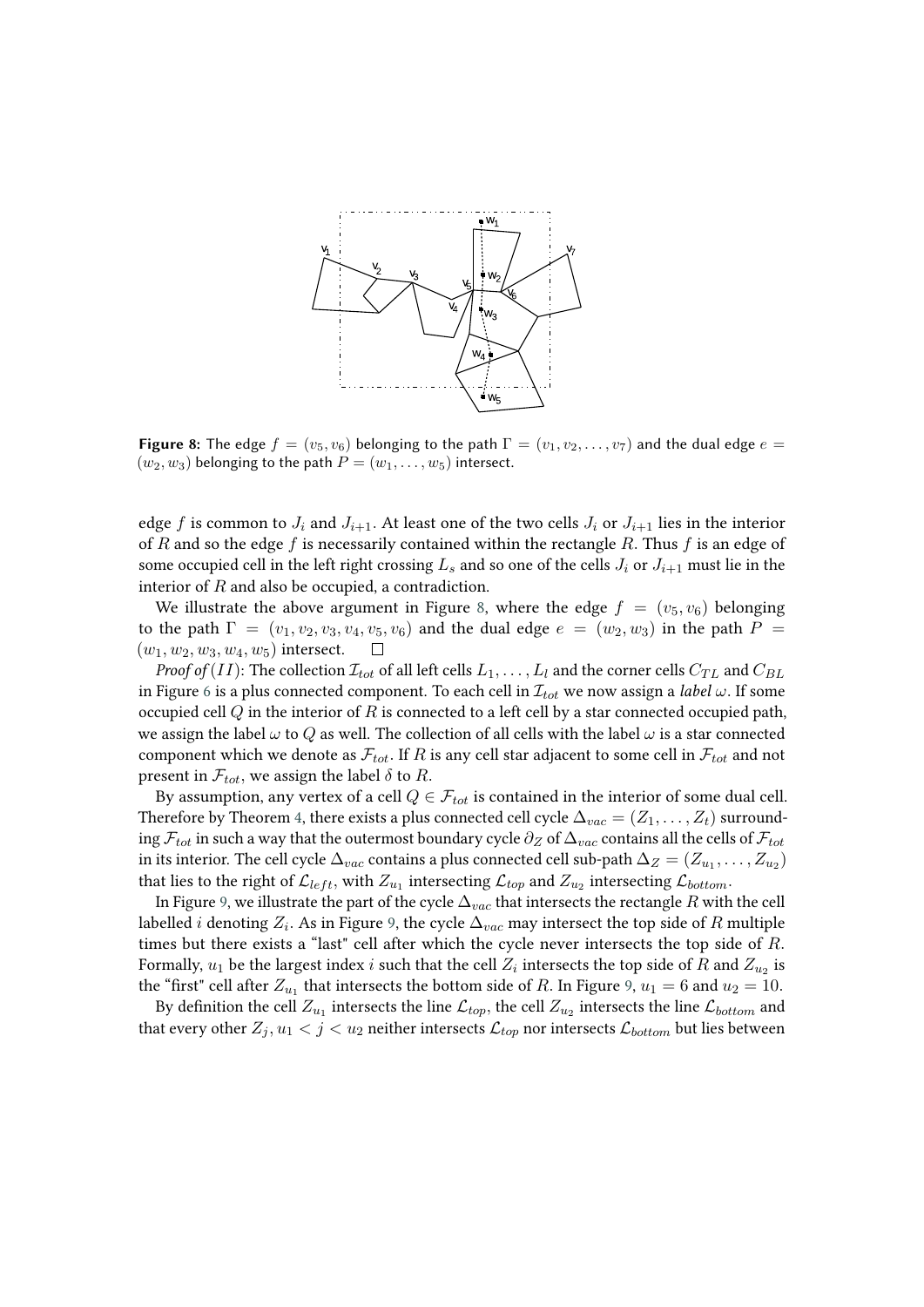**Figure 8:** The edge $f = (v_5, v_6)$ belonging to the path $\Gamma = (v_1, v_2, \ldots, v_7)$ and the dual edge $e = (w_2, w_3)$ belonging to the path $P = (w_1, \ldots, w_5)$ intersect.

edge $f$ is common to $J_i$ and $J_{i+1}$. At least one of the two cells $J_i$ or $J_{i+1}$ lies in the interior of $R$ and so the edge $f$ is necessarily contained within the rectangle $R$. Thus $f$ is an edge of some occupied cell in the left right crossing $L_s$ and so one of the cells $J_i$ or $J_{i+1}$ must lie in the interior of $R$ and also be occupied, a contradiction.

We illustrate the above argument in Figure 8, where the edge $f = (v_5, v_6)$ belonging to the path $\Gamma = (v_1, v_2, v_3, v_4, v_5, v_6)$ and the dual edge $e = (w_2, w_3)$ in the path $P = (w_1, w_2, w_3, w_4, w_5)$ intersect. $\square$

*Proof of* $(II)$: The collection $\mathcal{I}_{tot}$ of all left cells $L_1, \ldots, L_l$ and the corner cells $C_{TL}$ and $C_{BL}$ in Figure 6 is a plus connected component. To each cell in $\mathcal{I}_{tot}$ we now assign a *label* $\omega$. If some occupied cell $Q$ in the interior of $R$ is connected to a left cell by a star connected occupied path, we assign the label $\omega$ to $Q$ as well. The collection of all cells with the label $\omega$ is a star connected component which we denote as $\mathcal{F}_{tot}$. If $R$ is any cell star adjacent to some cell in $\mathcal{F}_{tot}$ and not present in $\mathcal{F}_{tot}$, we assign the label $\delta$ to $R$.

By assumption, any vertex of a cell $Q \in \mathcal{F}_{tot}$ is contained in the interior of some dual cell. Therefore by Theorem 4, there exists a plus connected cell cycle $\Delta_{vac} = (Z_1, \ldots, Z_t)$ surrounding $\mathcal{F}_{tot}$ in such a way that the outermost boundary cycle $\partial_Z$ of $\Delta_{vac}$ contains all the cells of $\mathcal{F}_{tot}$ in its interior. The cell cycle $\Delta_{vac}$ contains a plus connected cell sub-path $\Delta_Z = (Z_{u_1}, \ldots, Z_{u_2})$ that lies to the right of $\mathcal{L}_{left}$, with $Z_{u_1}$ intersecting $\mathcal{L}_{top}$ and $Z_{u_2}$ intersecting $\mathcal{L}_{bottom}$.

In Figure 9, we illustrate the part of the cycle $\Delta_{vac}$ that intersects the rectangle $R$ with the cell labelled $i$ denoting $Z_i$. As in Figure 9, the cycle $\Delta_{vac}$ may intersect the top side of $R$ multiple times but there exists a "last" cell after which the cycle never intersects the top side of $R$. Formally, $u_1$ be the largest index $i$ such that the cell $Z_i$ intersects the top side of $R$ and $Z_{u_2}$ is the "first" cell after $Z_{u_1}$ that intersects the bottom side of $R$. In Figure 9, $u_1 = 6$ and $u_2 = 10$.

By definition the cell $Z_{u_1}$ intersects the line $\mathcal{L}_{top}$, the cell $Z_{u_2}$ intersects the line $\mathcal{L}_{bottom}$ and that every other $Z_j, u_1 < j < u_2$ neither intersects $\mathcal{L}_{top}$ nor intersects $\mathcal{L}_{bottom}$ but lies between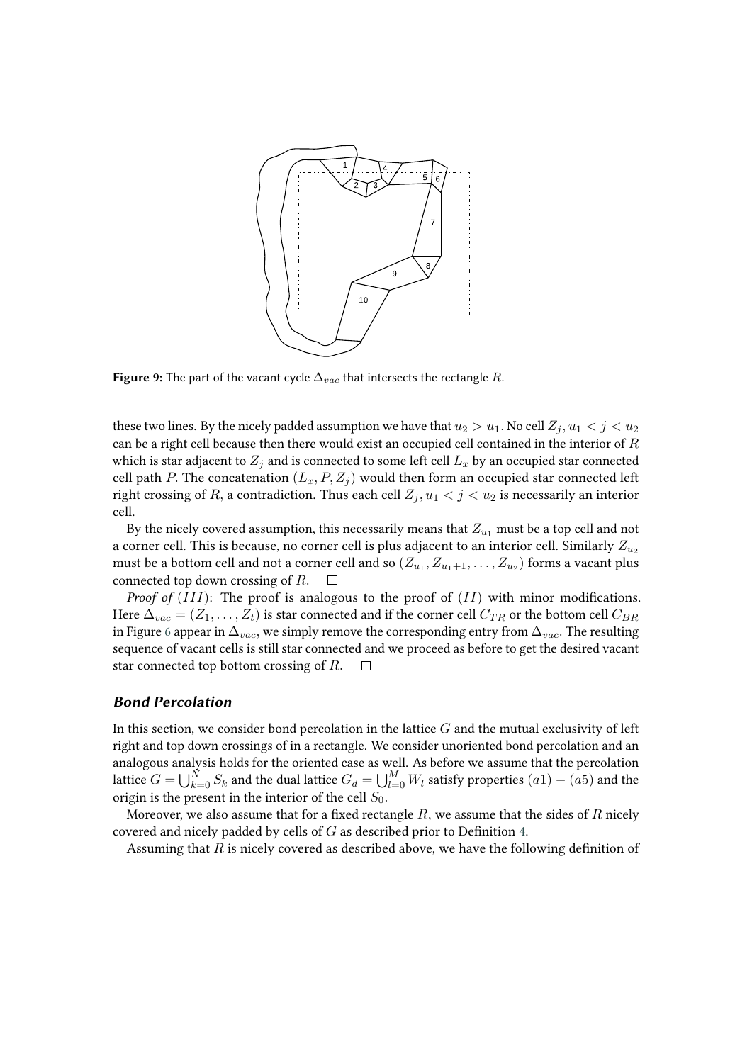**Figure 9:** The part of the vacant cycle $\Delta_{vac}$ that intersects the rectangle $R$.

these two lines. By the nicely padded assumption we have that $u_2 > u_1$. No cell $Z_j, u_1 < j < u_2$ can be a right cell because then there would exist an occupied cell contained in the interior of $R$ which is star adjacent to $Z_j$ and is connected to some left cell $L_x$ by an occupied star connected cell path $P$. The concatenation $(L_x, P, Z_j)$ would then form an occupied star connected left right crossing of $R$, a contradiction. Thus each cell $Z_j, u_1 < j < u_2$ is necessarily an interior cell.

By the nicely covered assumption, this necessarily means that $Z_{u_1}$ must be a top cell and not a corner cell. This is because, no corner cell is plus adjacent to an interior cell. Similarly $Z_{u_2}$ must be a bottom cell and not a corner cell and so $(Z_{u_1}, Z_{u_1+1}, \ldots, Z_{u_2})$ forms a vacant plus connected top down crossing of $R$. $\square$

*Proof of* $(III)$: The proof is analogous to the proof of $(II)$ with minor modifications. Here $\Delta_{vac} = (Z_1, \ldots, Z_t)$ is star connected and if the corner cell $C_{TR}$ or the bottom cell $C_{BR}$ in Figure 6 appear in $\Delta_{vac}$, we simply remove the corresponding entry from $\Delta_{vac}$. The resulting sequence of vacant cells is still star connected and we proceed as before to get the desired vacant star connected top bottom crossing of $R$. $\square$

### *Bond Percolation*

In this section, we consider bond percolation in the lattice $G$ and the mutual exclusivity of left right and top down crossings of in a rectangle. We consider unoriented bond percolation and an analogous analysis holds for the oriented case as well. As before we assume that the percolation lattice $G = \bigcup_{k=0}^{N} S_k$ and the dual lattice $G_d = \bigcup_{l=0}^{M} W_l$ satisfy properties $(a1) - (a5)$ and the origin is the present in the interior of the cell $S_0$.

Moreover, we also assume that for a fixed rectangle $R$, we assume that the sides of $R$ nicely covered and nicely padded by cells of $G$ as described prior to Definition 4.

Assuming that $R$ is nicely covered as described above, we have the following definition of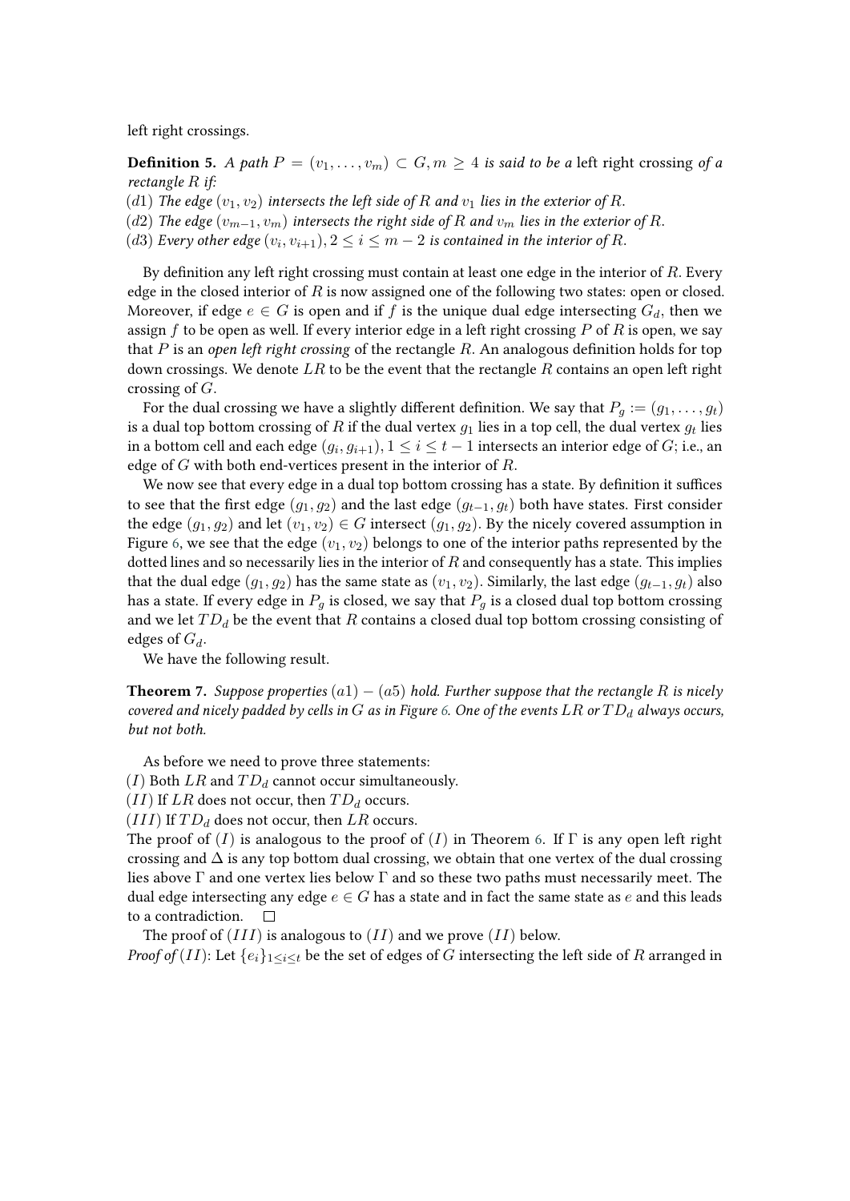left right crossings.

**Definition 5.** *A path $P = (v_1, \ldots, v_m) \subset G, m \geq 4$ is said to be a* left right crossing *of a rectangle $R$ if:*
*$(d1)$ The edge $(v_1, v_2)$ intersects the left side of $R$ and $v_1$ lies in the exterior of $R$.*
*$(d2)$ The edge $(v_{m-1}, v_m)$ intersects the right side of $R$ and $v_m$ lies in the exterior of $R$.*
*$(d3)$ Every other edge $(v_i, v_{i+1}), 2 \leq i \leq m-2$ is contained in the interior of $R$.*

By definition any left right crossing must contain at least one edge in the interior of $R$. Every edge in the closed interior of $R$ is now assigned one of the following two states: open or closed. Moreover, if edge $e \in G$ is open and if $f$ is the unique dual edge intersecting $G_d$, then we assign $f$ to be open as well. If every interior edge in a left right crossing $P$ of $R$ is open, we say that $P$ is an *open left right crossing* of the rectangle $R$. An analogous definition holds for top down crossings. We denote $LR$ to be the event that the rectangle $R$ contains an open left right crossing of $G$.

For the dual crossing we have a slightly different definition. We say that $P_g := (g_1, \ldots, g_t)$ is a dual top bottom crossing of $R$ if the dual vertex $g_1$ lies in a top cell, the dual vertex $g_t$ lies in a bottom cell and each edge $(g_i, g_{i+1}), 1 \leq i \leq t-1$ intersects an interior edge of $G$; i.e., an edge of $G$ with both end-vertices present in the interior of $R$.

We now see that every edge in a dual top bottom crossing has a state. By definition it suffices to see that the first edge $(g_1, g_2)$ and the last edge $(g_{t-1}, g_t)$ both have states. First consider the edge $(g_1, g_2)$ and let $(v_1, v_2) \in G$ intersect $(g_1, g_2)$. By the nicely covered assumption in Figure 6, we see that the edge $(v_1, v_2)$ belongs to one of the interior paths represented by the dotted lines and so necessarily lies in the interior of $R$ and consequently has a state. This implies that the dual edge $(g_1, g_2)$ has the same state as $(v_1, v_2)$. Similarly, the last edge $(g_{t-1}, g_t)$ also has a state. If every edge in $P_g$ is closed, we say that $P_g$ is a closed dual top bottom crossing and we let $TD_d$ be the event that $R$ contains a closed dual top bottom crossing consisting of edges of $G_d$.

We have the following result.

**Theorem 7.** *Suppose properties $(a1) - (a5)$ hold. Further suppose that the rectangle $R$ is nicely covered and nicely padded by cells in $G$ as in Figure 6. One of the events $LR$ or $TD_d$ always occurs, but not both.*

As before we need to prove three statements:
$(I)$ Both $LR$ and $TD_d$ cannot occur simultaneously.
$(II)$ If $LR$ does not occur, then $TD_d$ occurs.
$(III)$ If $TD_d$ does not occur, then $LR$ occurs.
The proof of $(I)$ is analogous to the proof of $(I)$ in Theorem 6. If $\Gamma$ is any open left right crossing and $\Delta$ is any top bottom dual crossing, we obtain that one vertex of the dual crossing lies above $\Gamma$ and one vertex lies below $\Gamma$ and so these two paths must necessarily meet. The dual edge intersecting any edge $e \in G$ has a state and in fact the same state as $e$ and this leads to a contradiction. $\square$

The proof of $(III)$ is analogous to $(II)$ and we prove $(II)$ below.
*Proof of $(II)$*: Let $\{e_i\}_{1 \leq i \leq t}$ be the set of edges of $G$ intersecting the left side of $R$ arranged in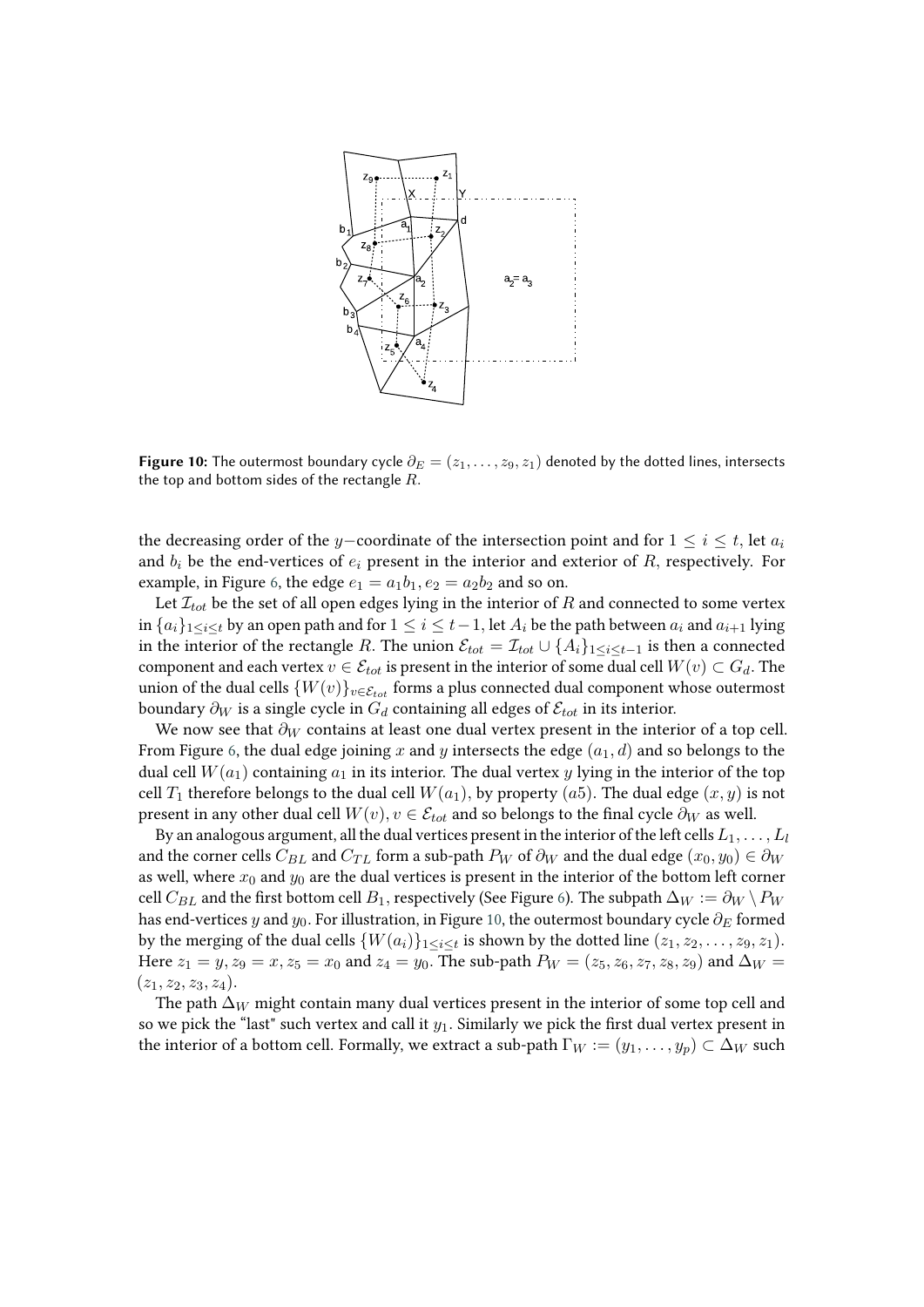**Figure 10:** The outermost boundary cycle $\partial_E = (z_1, \ldots, z_9, z_1)$ denoted by the dotted lines, intersects the top and bottom sides of the rectangle $R$.

the decreasing order of the $y-$coordinate of the intersection point and for $1 \leq i \leq t$, let $a_i$ and $b_i$ be the end-vertices of $e_i$ present in the interior and exterior of $R$, respectively. For example, in Figure 6, the edge $e_1 = a_1b_1, e_2 = a_2b_2$ and so on.

Let $\mathcal{I}_{tot}$ be the set of all open edges lying in the interior of $R$ and connected to some vertex in $\{a_i\}_{1 \leq i \leq t}$ by an open path and for $1 \leq i \leq t-1$, let $A_i$ be the path between $a_i$ and $a_{i+1}$ lying in the interior of the rectangle $R$. The union $\mathcal{E}_{tot} = \mathcal{I}_{tot} \cup \{A_i\}_{1 \leq i \leq t-1}$ is then a connected component and each vertex $v \in \mathcal{E}_{tot}$ is present in the interior of some dual cell $W(v) \subset G_d$. The union of the dual cells $\{W(v)\}_{v \in \mathcal{E}_{tot}}$ forms a plus connected dual component whose outermost boundary $\partial_W$ is a single cycle in $G_d$ containing all edges of $\mathcal{E}_{tot}$ in its interior.

We now see that $\partial_W$ contains at least one dual vertex present in the interior of a top cell. From Figure 6, the dual edge joining $x$ and $y$ intersects the edge $(a_1, d)$ and so belongs to the dual cell $W(a_1)$ containing $a_1$ in its interior. The dual vertex $y$ lying in the interior of the top cell $T_1$ therefore belongs to the dual cell $W(a_1)$, by property $(a5)$. The dual edge $(x, y)$ is not present in any other dual cell $W(v), v \in \mathcal{E}_{tot}$ and so belongs to the final cycle $\partial_W$ as well.

By an analogous argument, all the dual vertices present in the interior of the left cells $L_1, \ldots, L_l$ and the corner cells $C_{BL}$ and $C_{TL}$ form a sub-path $P_W$ of $\partial_W$ and the dual edge $(x_0, y_0) \in \partial_W$ as well, where $x_0$ and $y_0$ are the dual vertices is present in the interior of the bottom left corner cell $C_{BL}$ and the first bottom cell $B_1$, respectively (See Figure 6). The subpath $\Delta_W := \partial_W \setminus P_W$ has end-vertices $y$ and $y_0$. For illustration, in Figure 10, the outermost boundary cycle $\partial_E$ formed by the merging of the dual cells $\{W(a_i)\}_{1 \leq i \leq t}$ is shown by the dotted line $(z_1, z_2, \ldots, z_9, z_1)$. Here $z_1 = y, z_9 = x, z_5 = x_0$ and $z_4 = y_0$. The sub-path $P_W = (z_5, z_6, z_7, z_8, z_9)$ and $\Delta_W = (z_1, z_2, z_3, z_4)$.

The path $\Delta_W$ might contain many dual vertices present in the interior of some top cell and so we pick the "last" such vertex and call it $y_1$. Similarly we pick the first dual vertex present in the interior of a bottom cell. Formally, we extract a sub-path $\Gamma_W := (y_1, \ldots, y_p) \subset \Delta_W$ such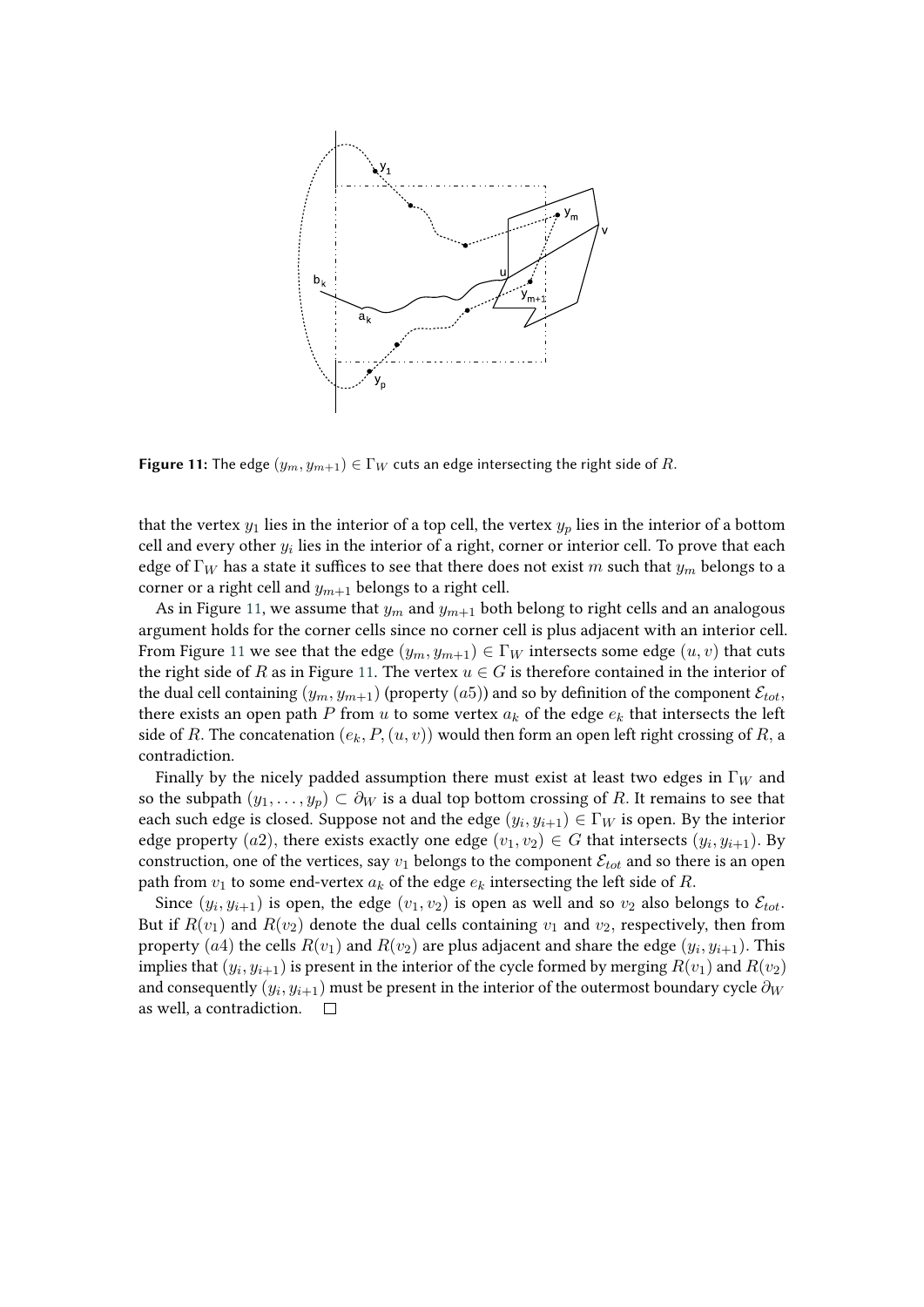**Figure 11:** The edge $(y_m, y_{m+1}) \in \Gamma_W$ cuts an edge intersecting the right side of $R$.

that the vertex $y_1$ lies in the interior of a top cell, the vertex $y_p$ lies in the interior of a bottom cell and every other $y_i$ lies in the interior of a right, corner or interior cell. To prove that each edge of $\Gamma_W$ has a state it suffices to see that there does not exist $m$ such that $y_m$ belongs to a corner or a right cell and $y_{m+1}$ belongs to a right cell.

As in Figure 11, we assume that $y_m$ and $y_{m+1}$ both belong to right cells and an analogous argument holds for the corner cells since no corner cell is plus adjacent with an interior cell. From Figure 11 we see that the edge $(y_m, y_{m+1}) \in \Gamma_W$ intersects some edge $(u, v)$ that cuts the right side of $R$ as in Figure 11. The vertex $u \in G$ is therefore contained in the interior of the dual cell containing $(y_m, y_{m+1})$ (property $(a5)$) and so by definition of the component $\mathcal{E}_{tot}$, there exists an open path $P$ from $u$ to some vertex $a_k$ of the edge $e_k$ that intersects the left side of $R$. The concatenation $(e_k, P, (u, v))$ would then form an open left right crossing of $R$, a contradiction.

Finally by the nicely padded assumption there must exist at least two edges in $\Gamma_W$ and so the subpath $(y_1, \ldots, y_p) \subset \partial_W$ is a dual top bottom crossing of $R$. It remains to see that each such edge is closed. Suppose not and the edge $(y_i, y_{i+1}) \in \Gamma_W$ is open. By the interior edge property $(a2)$, there exists exactly one edge $(v_1, v_2) \in G$ that intersects $(y_i, y_{i+1})$. By construction, one of the vertices, say $v_1$ belongs to the component $\mathcal{E}_{tot}$ and so there is an open path from $v_1$ to some end-vertex $a_k$ of the edge $e_k$ intersecting the left side of $R$.

Since $(y_i, y_{i+1})$ is open, the edge $(v_1, v_2)$ is open as well and so $v_2$ also belongs to $\mathcal{E}_{tot}$. But if $R(v_1)$ and $R(v_2)$ denote the dual cells containing $v_1$ and $v_2$, respectively, then from property $(a4)$ the cells $R(v_1)$ and $R(v_2)$ are plus adjacent and share the edge $(y_i, y_{i+1})$. This implies that $(y_i, y_{i+1})$ is present in the interior of the cycle formed by merging $R(v_1)$ and $R(v_2)$ and consequently $(y_i, y_{i+1})$ must be present in the interior of the outermost boundary cycle $\partial_W$ as well, a contradiction. $\square$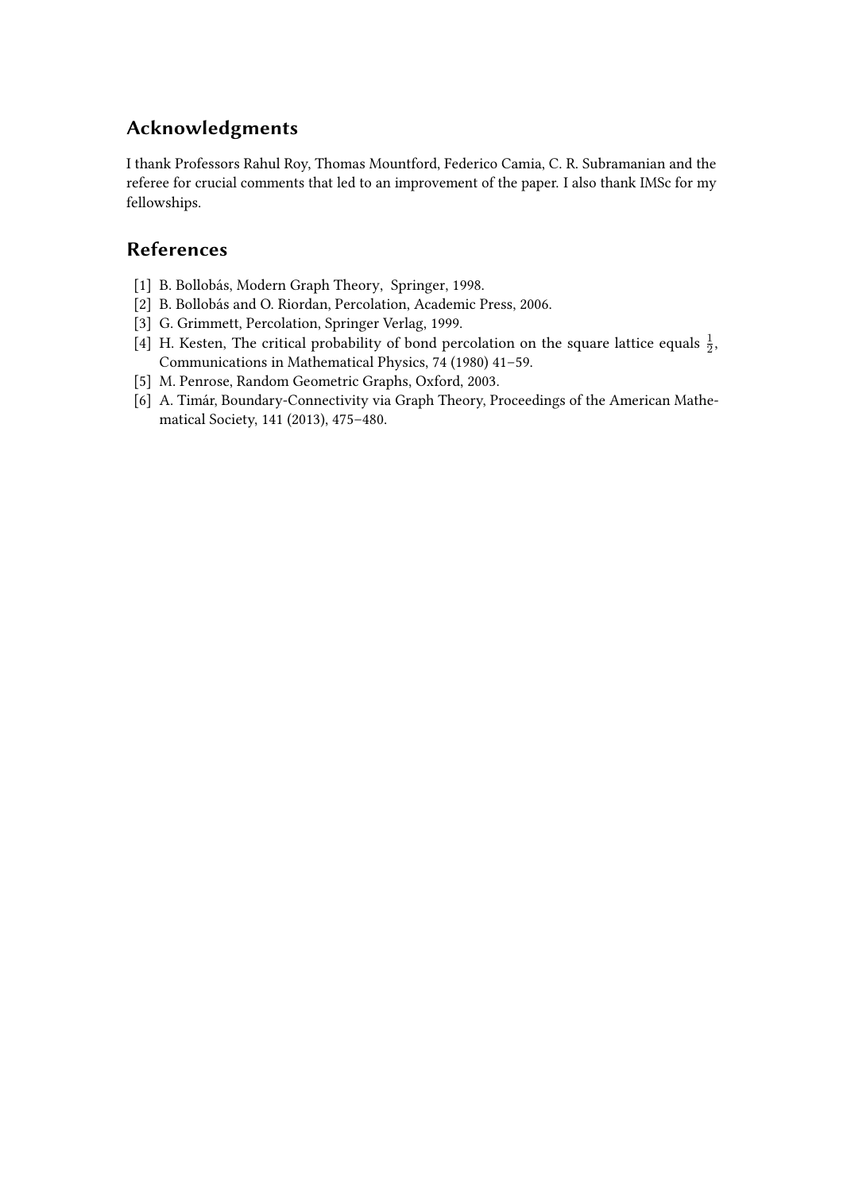## Acknowledgments

I thank Professors Rahul Roy, Thomas Mountford, Federico Camia, C. R. Subramanian and the referee for crucial comments that led to an improvement of the paper. I also thank IMSc for my fellowships.

## References

[1] B. Bollobás, Modern Graph Theory, Springer, 1998.

[2] B. Bollobás and O. Riordan, Percolation, Academic Press, 2006.

[3] G. Grimmett, Percolation, Springer Verlag, 1999.

[4] H. Kesten, The critical probability of bond percolation on the square lattice equals $\frac{1}{2}$, Communications in Mathematical Physics, 74 (1980) 41–59.

[5] M. Penrose, Random Geometric Graphs, Oxford, 2003.

[6] A. Timár, Boundary-Connectivity via Graph Theory, Proceedings of the American Mathematical Society, 141 (2013), 475–480.